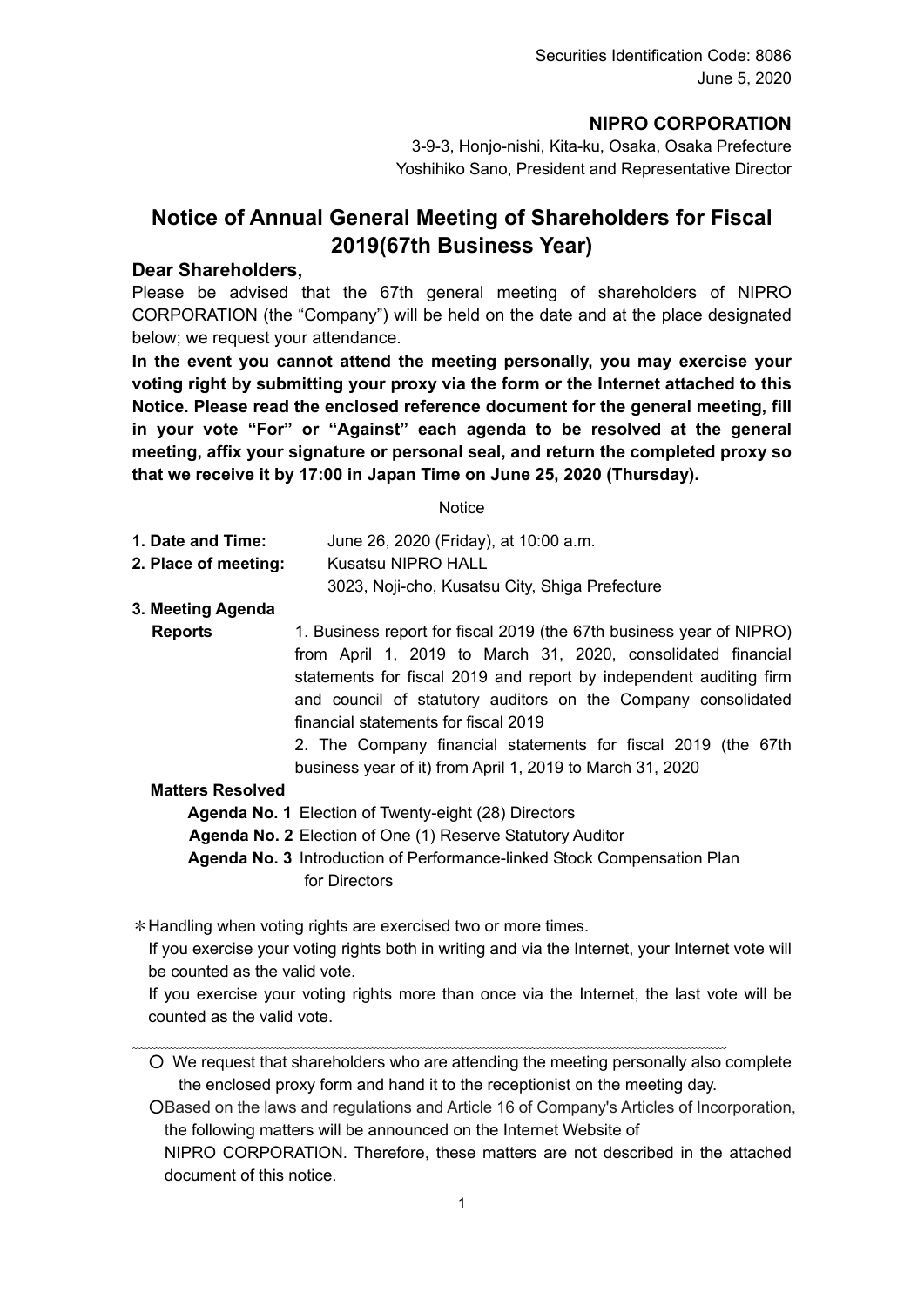Securities Identification Code: 8086
June 5, 2020

**NIPRO CORPORATION**
3-9-3, Honjo-nishi, Kita-ku, Osaka, Osaka Prefecture
Yoshihiko Sano, President and Representative Director

# Notice of Annual General Meeting of Shareholders for Fiscal 2019(67th Business Year)

**Dear Shareholders,**

Please be advised that the 67th general meeting of shareholders of NIPRO CORPORATION (the "Company") will be held on the date and at the place designated below; we request your attendance.

**In the event you cannot attend the meeting personally, you may exercise your voting right by submitting your proxy via the form or the Internet attached to this Notice. Please read the enclosed reference document for the general meeting, fill in your vote "For" or "Against" each agenda to be resolved at the general meeting, affix your signature or personal seal, and return the completed proxy so that we receive it by 17:00 in Japan Time on June 25, 2020 (Thursday).**

Notice

**1. Date and Time:** June 26, 2020 (Friday), at 10:00 a.m.

**2. Place of meeting:** Kusatsu NIPRO HALL
3023, Noji-cho, Kusatsu City, Shiga Prefecture

**3. Meeting Agenda**

**Reports**
1. Business report for fiscal 2019 (the 67th business year of NIPRO) from April 1, 2019 to March 31, 2020, consolidated financial statements for fiscal 2019 and report by independent auditing firm and council of statutory auditors on the Company consolidated financial statements for fiscal 2019
2. The Company financial statements for fiscal 2019 (the 67th business year of it) from April 1, 2019 to March 31, 2020

**Matters Resolved**

**Agenda No. 1** Election of Twenty-eight (28) Directors
**Agenda No. 2** Election of One (1) Reserve Statutory Auditor
**Agenda No. 3** Introduction of Performance-linked Stock Compensation Plan for Directors

＊Handling when voting rights are exercised two or more times.
If you exercise your voting rights both in writing and via the Internet, your Internet vote will be counted as the valid vote.
If you exercise your voting rights more than once via the Internet, the last vote will be counted as the valid vote.

---

○ We request that shareholders who are attending the meeting personally also complete the enclosed proxy form and hand it to the receptionist on the meeting day.

○Based on the laws and regulations and Article 16 of Company's Articles of Incorporation, the following matters will be announced on the Internet Website of NIPRO CORPORATION. Therefore, these matters are not described in the attached document of this notice.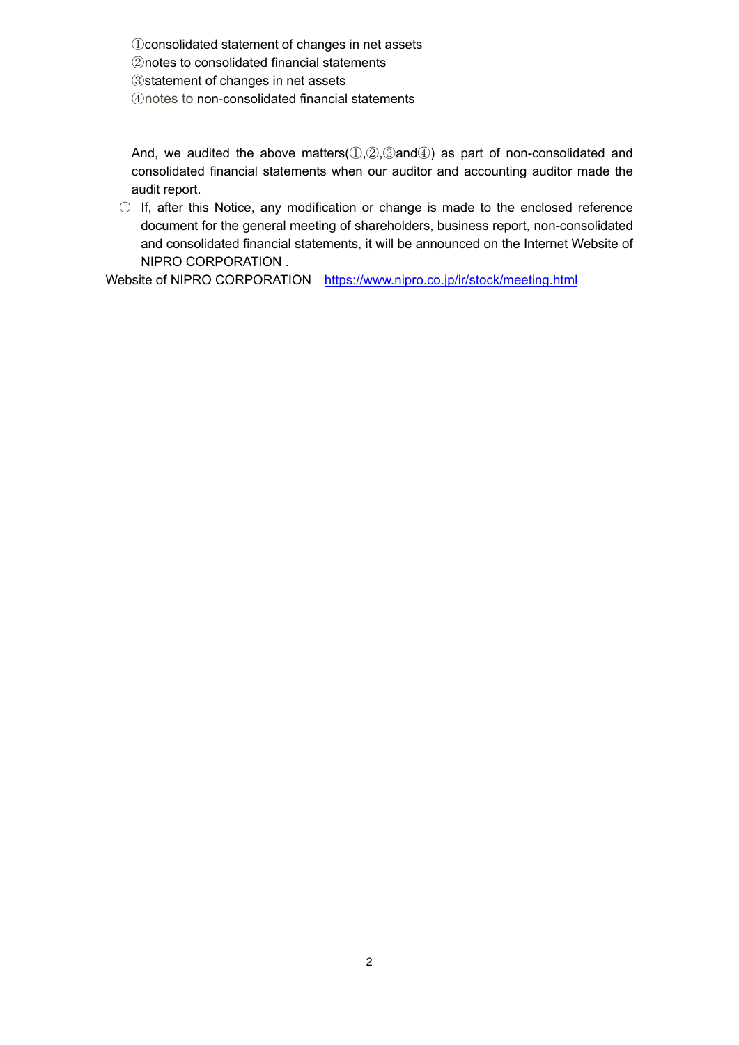①consolidated statement of changes in net assets
②notes to consolidated financial statements
③statement of changes in net assets
④notes to non-consolidated financial statements

And, we audited the above matters(①,②,③and④) as part of non-consolidated and consolidated financial statements when our auditor and accounting auditor made the audit report.

○ If, after this Notice, any modification or change is made to the enclosed reference document for the general meeting of shareholders, business report, non-consolidated and consolidated financial statements, it will be announced on the Internet Website of NIPRO CORPORATION .

Website of NIPRO CORPORATION https://www.nipro.co.jp/ir/stock/meeting.html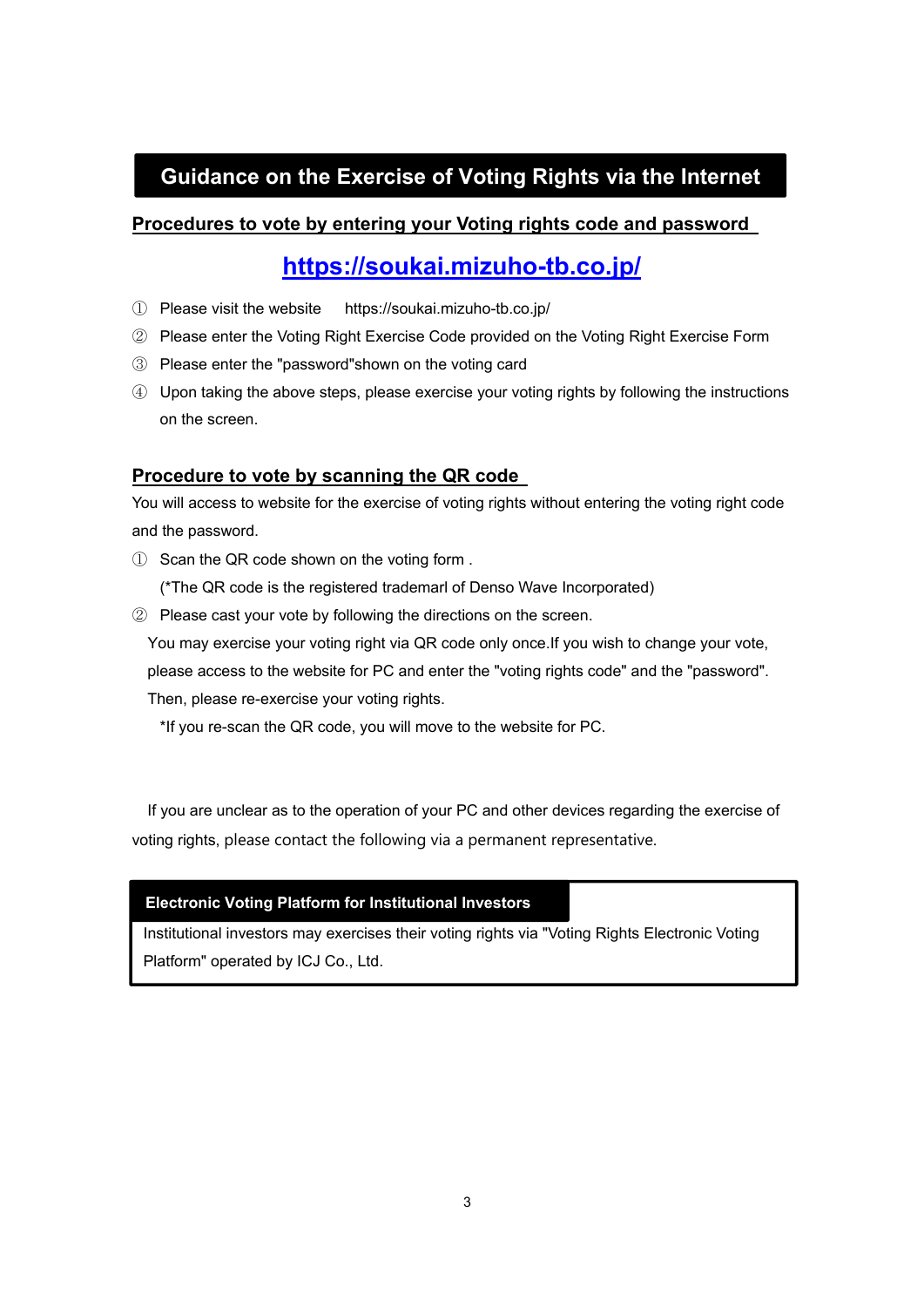# Guidance on the Exercise of Voting Rights via the Internet

## Procedures to vote by entering your Voting rights code and password

**https://soukai.mizuho-tb.co.jp/**

① Please visit the website https://soukai.mizuho-tb.co.jp/

② Please enter the Voting Right Exercise Code provided on the Voting Right Exercise Form

③ Please enter the "password"shown on the voting card

④ Upon taking the above steps, please exercise your voting rights by following the instructions on the screen.

## Procedure to vote by scanning the QR code

You will access to website for the exercise of voting rights without entering the voting right code and the password.

① Scan the QR code shown on the voting form .

(*The QR code is the registered trademarl of Denso Wave Incorporated)

② Please cast your vote by following the directions on the screen.

You may exercise your voting right via QR code only once.If you wish to change your vote, please access to the website for PC and enter the "voting rights code" and the "password". Then, please re-exercise your voting rights.

*If you re-scan the QR code, you will move to the website for PC.

If you are unclear as to the operation of your PC and other devices regarding the exercise of voting rights, please contact the following via a permanent representative.

**Electronic Voting Platform for Institutional Investors**

Institutional investors may exercises their voting rights via "Voting Rights Electronic Voting Platform" operated by ICJ Co., Ltd.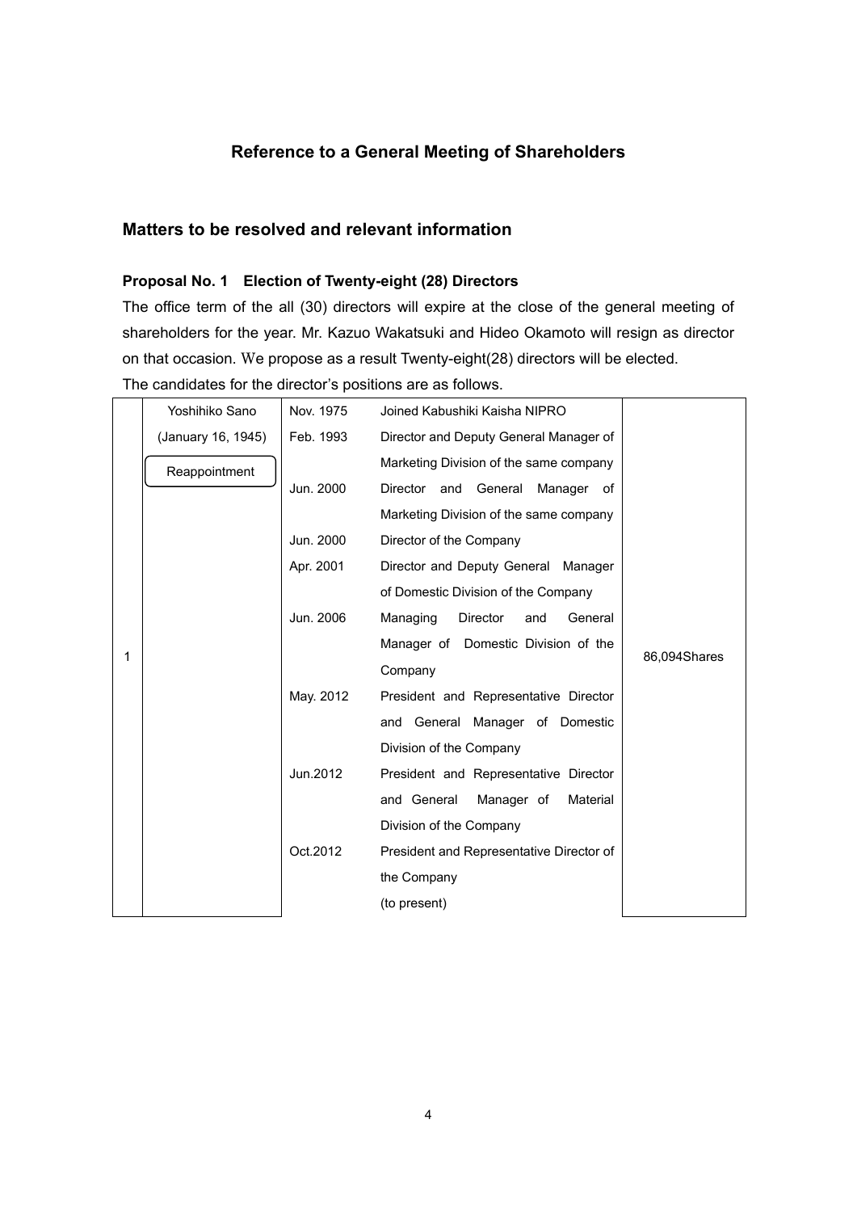## Reference to a General Meeting of Shareholders

### Matters to be resolved and relevant information

**Proposal No. 1　Election of Twenty-eight (28) Directors**

The office term of the all (30) directors will expire at the close of the general meeting of shareholders for the year. Mr. Kazuo Wakatsuki and Hideo Okamoto will resign as director on that occasion. We propose as a result Twenty-eight(28) directors will be elected.

The candidates for the director's positions are as follows.

| No. | Name (Date of birth) | Date | Career summary | Shares held |
|---|---|---|---|---|
| 1 | Yoshihiko Sano (January 16, 1945) Reappointment | Nov. 1975 | Joined Kabushiki Kaisha NIPRO | 86,094Shares |
| | | Feb. 1993 | Director and Deputy General Manager of Marketing Division of the same company | |
| | | Jun. 2000 | Director and General Manager of Marketing Division of the same company | |
| | | Jun. 2000 | Director of the Company | |
| | | Apr. 2001 | Director and Deputy General Manager of Domestic Division of the Company | |
| | | Jun. 2006 | Managing Director and General Manager of Domestic Division of the Company | |
| | | May. 2012 | President and Representative Director and General Manager of Domestic Division of the Company | |
| | | Jun.2012 | President and Representative Director and General Manager of Material Division of the Company | |
| | | Oct.2012 | President and Representative Director of the Company (to present) | |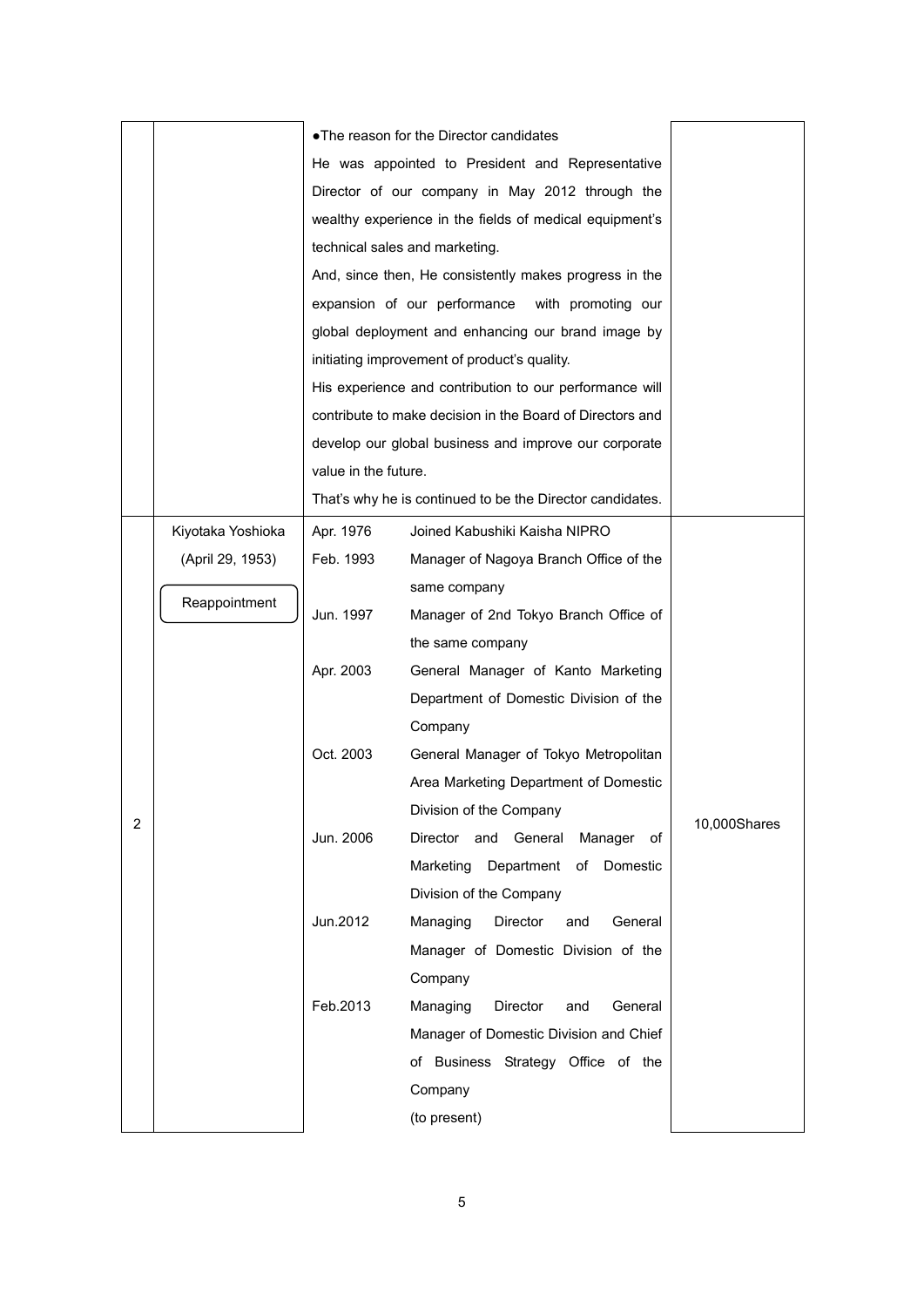| | | | |
|---|---|---|---|
| | | ●The reason for the Director candidates<br>He was appointed to President and Representative Director of our company in May 2012 through the wealthy experience in the fields of medical equipment's technical sales and marketing.<br>And, since then, He consistently makes progress in the expansion of our performance with promoting our global deployment and enhancing our brand image by initiating improvement of product's quality.<br>His experience and contribution to our performance will contribute to make decision in the Board of Directors and develop our global business and improve our corporate value in the future.<br>That's why he is continued to be the Director candidates. | |
| 2 | Kiyotaka Yoshioka<br>(April 29, 1953)<br><br>Reappointment | Apr. 1976 Joined Kabushiki Kaisha NIPRO<br>Feb. 1993 Manager of Nagoya Branch Office of the same company<br>Jun. 1997 Manager of 2nd Tokyo Branch Office of the same company<br>Apr. 2003 General Manager of Kanto Marketing Department of Domestic Division of the Company<br>Oct. 2003 General Manager of Tokyo Metropolitan Area Marketing Department of Domestic Division of the Company<br>Jun. 2006 Director and General Manager of Marketing Department of Domestic Division of the Company<br>Jun.2012 Managing Director and General Manager of Domestic Division of the Company<br>Feb.2013 Managing Director and General Manager of Domestic Division and Chief of Business Strategy Office of the Company<br>(to present) | 10,000Shares |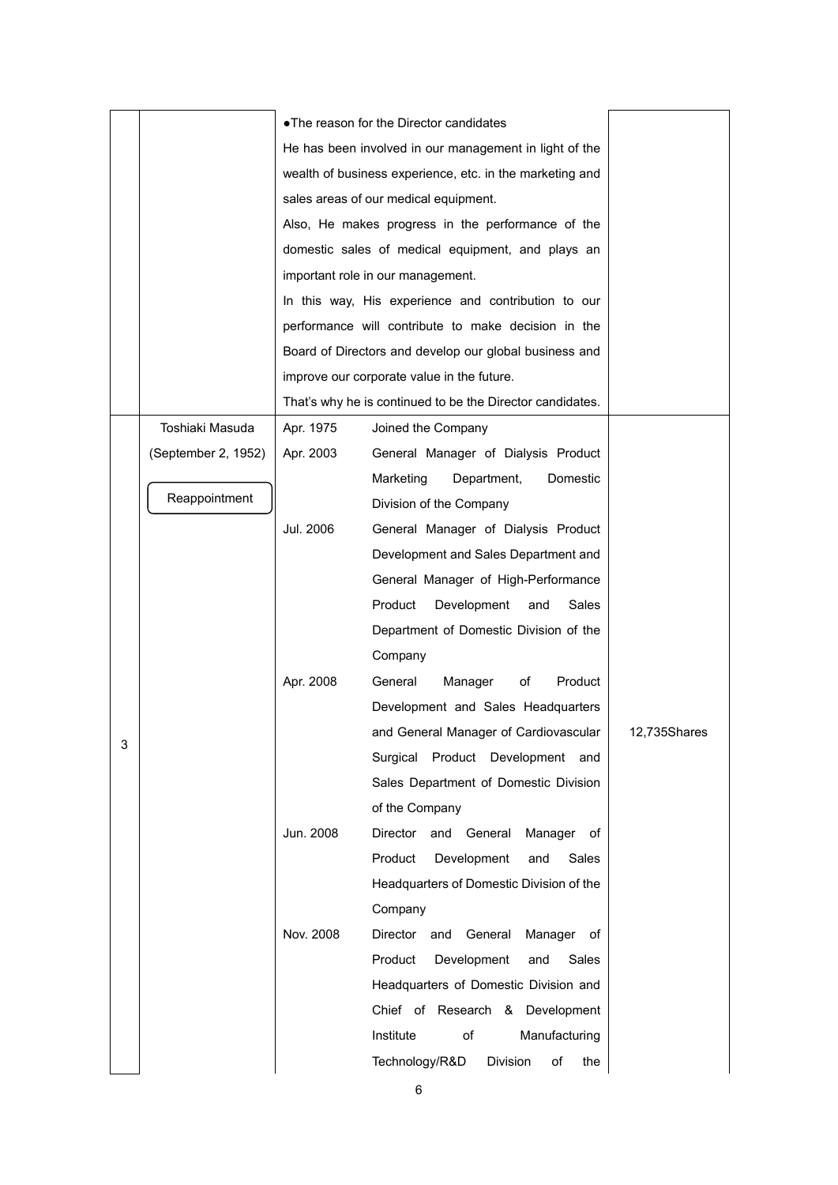| | | | |
|---|---|---|---|
| | | ●The reason for the Director candidates<br>He has been involved in our management in light of the wealth of business experience, etc. in the marketing and sales areas of our medical equipment.<br>Also, He makes progress in the performance of the domestic sales of medical equipment, and plays an important role in our management.<br>In this way, His experience and contribution to our performance will contribute to make decision in the Board of Directors and develop our global business and improve our corporate value in the future.<br>That's why he is continued to be the Director candidates. | |
| 3 | Toshiaki Masuda<br>(September 2, 1952)<br><br>Reappointment | Apr. 1975 Joined the Company<br>Apr. 2003 General Manager of Dialysis Product Marketing Department, Domestic Division of the Company<br>Jul. 2006 General Manager of Dialysis Product Development and Sales Department and General Manager of High-Performance Product Development and Sales Department of Domestic Division of the Company<br>Apr. 2008 General Manager of Product Development and Sales Headquarters and General Manager of Cardiovascular Surgical Product Development and Sales Department of Domestic Division of the Company<br>Jun. 2008 Director and General Manager of Product Development and Sales Headquarters of Domestic Division of the Company<br>Nov. 2008 Director and General Manager of Product Development and Sales Headquarters of Domestic Division and Chief of Research & Development Institute of Manufacturing Technology/R&D Division of the | 12,735Shares |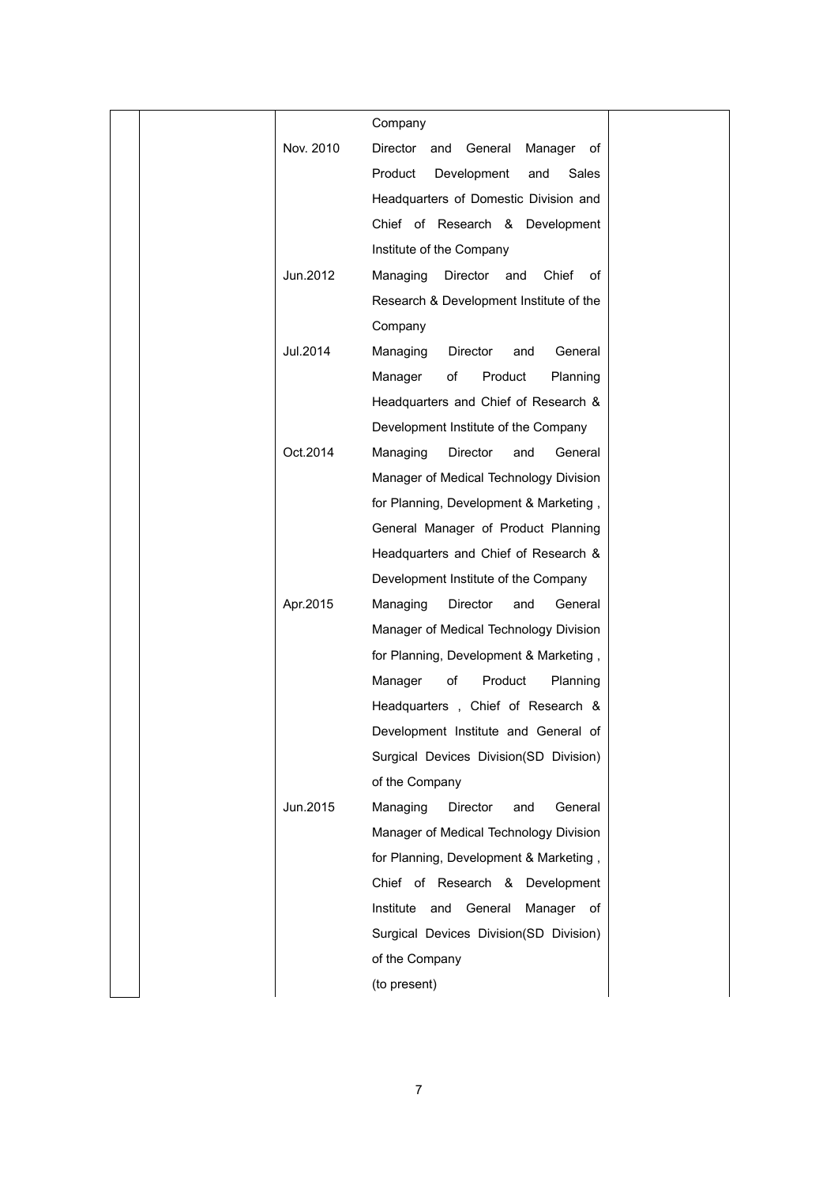| | | | | |
|---|---|---|---|---|
| | | | Company | |
| | | Nov. 2010 | Director and General Manager of Product Development and Sales Headquarters of Domestic Division and Chief of Research & Development Institute of the Company | |
| | | Jun.2012 | Managing Director and Chief of Research & Development Institute of the Company | |
| | | Jul.2014 | Managing Director and General Manager of Product Planning Headquarters and Chief of Research & Development Institute of the Company | |
| | | Oct.2014 | Managing Director and General Manager of Medical Technology Division for Planning, Development & Marketing , General Manager of Product Planning Headquarters and Chief of Research & Development Institute of the Company | |
| | | Apr.2015 | Managing Director and General Manager of Medical Technology Division for Planning, Development & Marketing , Manager of Product Planning Headquarters , Chief of Research & Development Institute and General of Surgical Devices Division(SD Division) of the Company | |
| | | Jun.2015 | Managing Director and General Manager of Medical Technology Division for Planning, Development & Marketing , Chief of Research & Development Institute and General Manager of Surgical Devices Division(SD Division) of the Company (to present) | |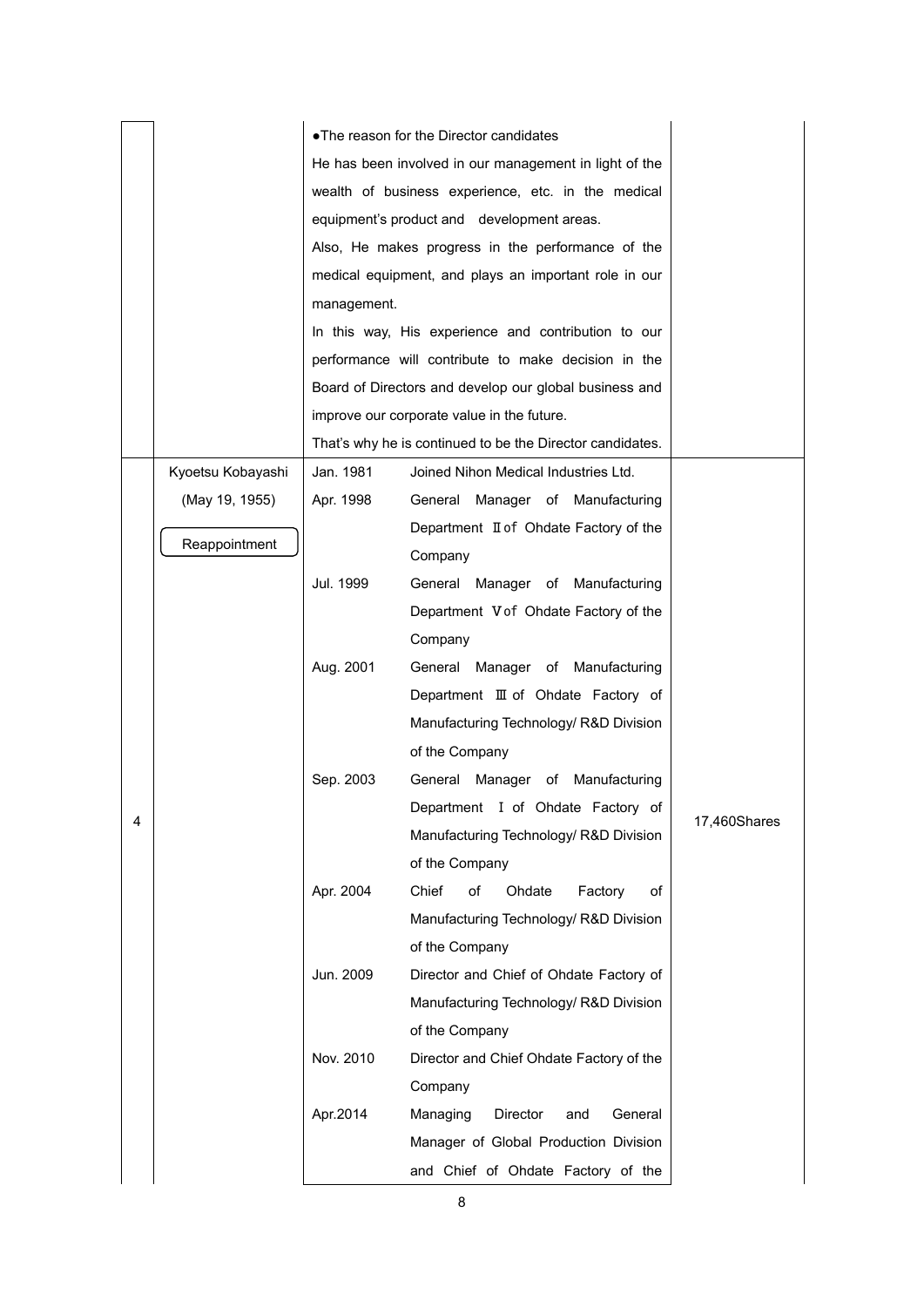| No. | Name (Date of birth) | Brief personal history, position and assignment in the Company | Number of shares of the Company held |
|---|---|---|---|
| | | ●The reason for the Director candidates<br>He has been involved in our management in light of the wealth of business experience, etc. in the medical equipment's product and development areas.<br>Also, He makes progress in the performance of the medical equipment, and plays an important role in our management.<br>In this way, His experience and contribution to our performance will contribute to make decision in the Board of Directors and develop our global business and improve our corporate value in the future.<br>That's why he is continued to be the Director candidates. | |
| 4 | Kyoetsu Kobayashi<br>(May 19, 1955)<br>Reappointment | Jan. 1981 Joined Nihon Medical Industries Ltd.<br>Apr. 1998 General Manager of Manufacturing Department Ⅱ of Ohdate Factory of the Company<br>Jul. 1999 General Manager of Manufacturing Department Ⅴ of Ohdate Factory of the Company<br>Aug. 2001 General Manager of Manufacturing Department Ⅲ of Ohdate Factory of Manufacturing Technology/ R&D Division of the Company<br>Sep. 2003 General Manager of Manufacturing Department Ⅰ of Ohdate Factory of Manufacturing Technology/ R&D Division of the Company<br>Apr. 2004 Chief of Ohdate Factory of Manufacturing Technology/ R&D Division of the Company<br>Jun. 2009 Director and Chief of Ohdate Factory of Manufacturing Technology/ R&D Division of the Company<br>Nov. 2010 Director and Chief Ohdate Factory of the Company<br>Apr.2014 Managing Director and General Manager of Global Production Division and Chief of Ohdate Factory of the | 17,460Shares |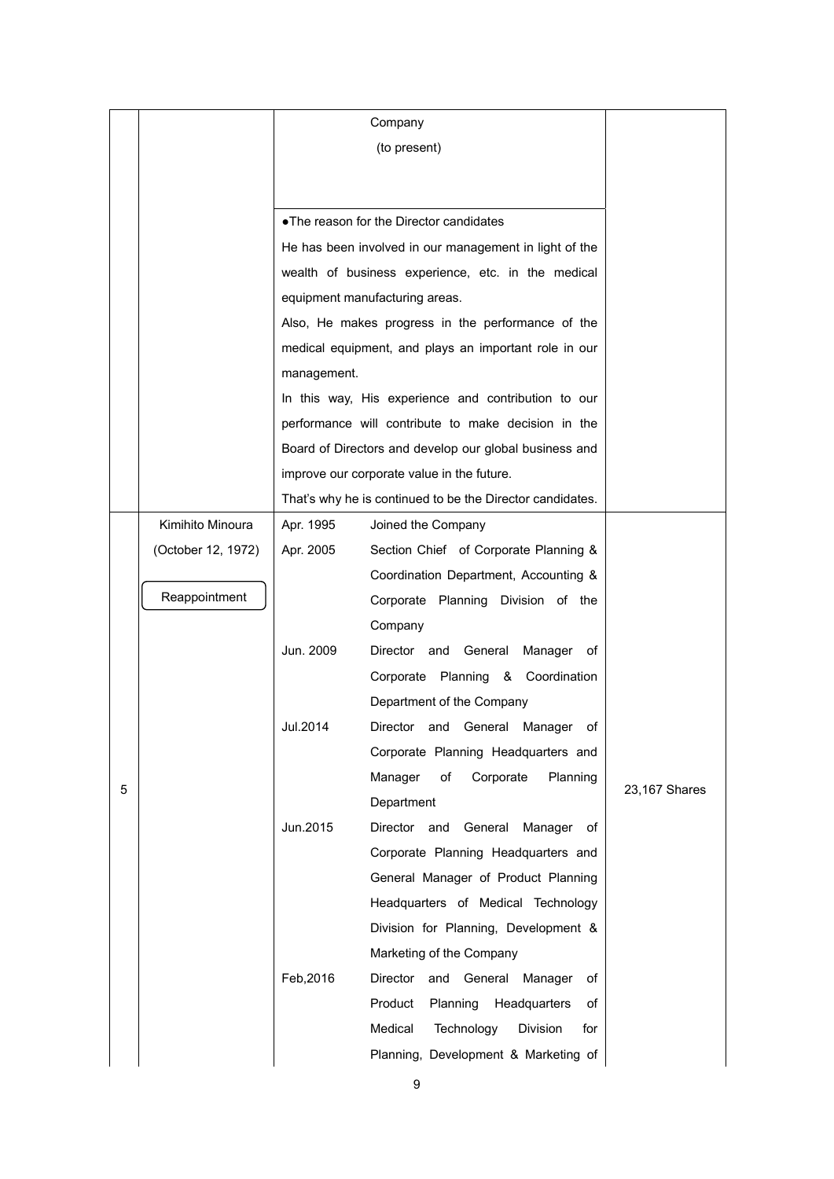| | | | |
|---|---|---|---|
| | | Company<br>(to present)<br><br>●The reason for the Director candidates<br>He has been involved in our management in light of the wealth of business experience, etc. in the medical equipment manufacturing areas.<br>Also, He makes progress in the performance of the medical equipment, and plays an important role in our management.<br>In this way, His experience and contribution to our performance will contribute to make decision in the Board of Directors and develop our global business and improve our corporate value in the future.<br>That's why he is continued to be the Director candidates. | |
| 5 | Kimihito Minoura<br>(October 12, 1972)<br><br>Reappointment | Apr. 1995 Joined the Company<br>Apr. 2005 Section Chief of Corporate Planning & Coordination Department, Accounting & Corporate Planning Division of the Company<br>Jun. 2009 Director and General Manager of Corporate Planning & Coordination Department of the Company<br>Jul.2014 Director and General Manager of Corporate Planning Headquarters and Manager of Corporate Planning Department<br>Jun.2015 Director and General Manager of Corporate Planning Headquarters and General Manager of Product Planning Headquarters of Medical Technology Division for Planning, Development & Marketing of the Company<br>Feb,2016 Director and General Manager of Product Planning Headquarters of Medical Technology Division for Planning, Development & Marketing of | 23,167 Shares |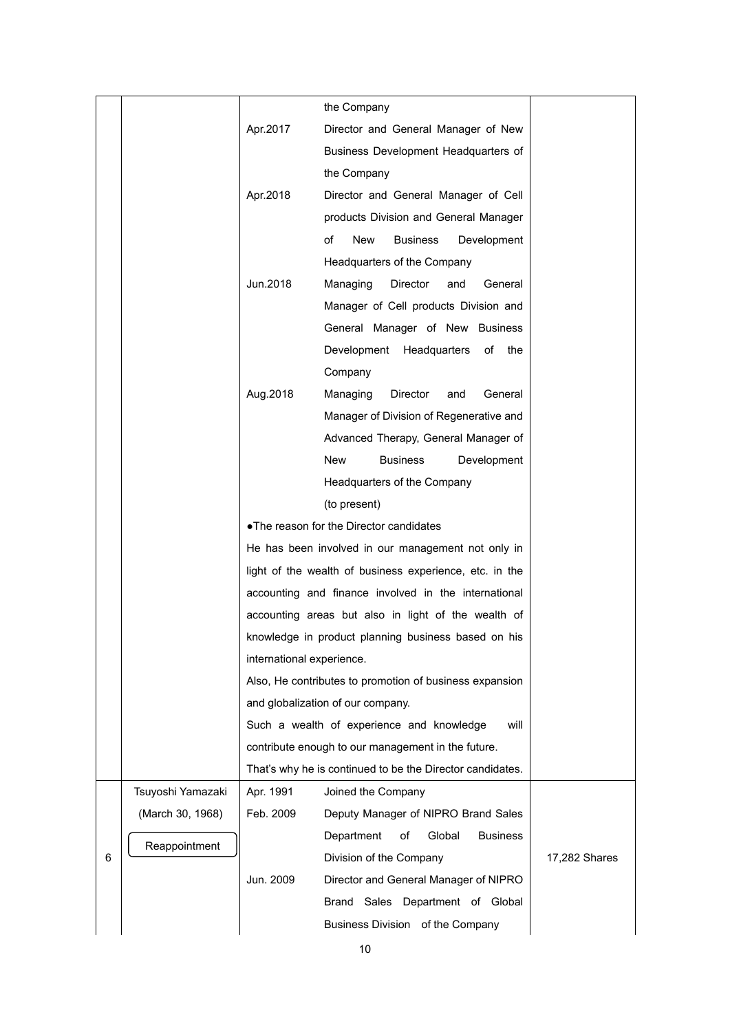| No. | Name (Date of birth) | Career summary, position and responsibility in the Company and significant concurrent positions | Number of shares of the Company held |
|---|---|---|---|
| | | the Company<br>Apr.2017 Director and General Manager of New Business Development Headquarters of the Company<br>Apr.2018 Director and General Manager of Cell products Division and General Manager of New Business Development Headquarters of the Company<br>Jun.2018 Managing Director and General Manager of Cell products Division and General Manager of New Business Development Headquarters of the Company<br>Aug.2018 Managing Director and General Manager of Division of Regenerative and Advanced Therapy, General Manager of New Business Development Headquarters of the Company<br>(to present)<br>●The reason for the Director candidates<br>He has been involved in our management not only in light of the wealth of business experience, etc. in the accounting and finance involved in the international accounting areas but also in light of the wealth of knowledge in product planning business based on his international experience.<br>Also, He contributes to promotion of business expansion and globalization of our company.<br>Such a wealth of experience and knowledge will contribute enough to our management in the future.<br>That's why he is continued to be the Director candidates. | |
| 6 | Tsuyoshi Yamazaki<br>(March 30, 1968)<br>Reappointment | Apr. 1991 Joined the Company<br>Feb. 2009 Deputy Manager of NIPRO Brand Sales Department of Global Business Division of the Company<br>Jun. 2009 Director and General Manager of NIPRO Brand Sales Department of Global Business Division of the Company | 17,282 Shares |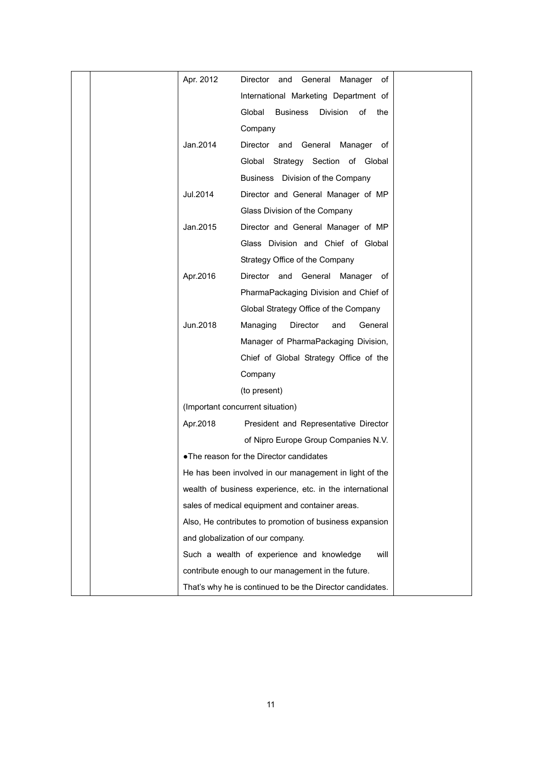| | | | |
|---|---|---|---|
| | | Apr. 2012 Director and General Manager of International Marketing Department of Global Business Division of the Company<br>Jan.2014 Director and General Manager of Global Strategy Section of Global Business Division of the Company<br>Jul.2014 Director and General Manager of MP Glass Division of the Company<br>Jan.2015 Director and General Manager of MP Glass Division and Chief of Global Strategy Office of the Company<br>Apr.2016 Director and General Manager of PharmaPackaging Division and Chief of Global Strategy Office of the Company<br>Jun.2018 Managing Director and General Manager of PharmaPackaging Division, Chief of Global Strategy Office of the Company (to present)<br>(Important concurrent situation)<br>Apr.2018 President and Representative Director of Nipro Europe Group Companies N.V.<br>●The reason for the Director candidates<br>He has been involved in our management in light of the wealth of business experience, etc. in the international sales of medical equipment and container areas.<br>Also, He contributes to promotion of business expansion and globalization of our company.<br>Such a wealth of experience and knowledge will contribute enough to our management in the future.<br>That's why he is continued to be the Director candidates. | |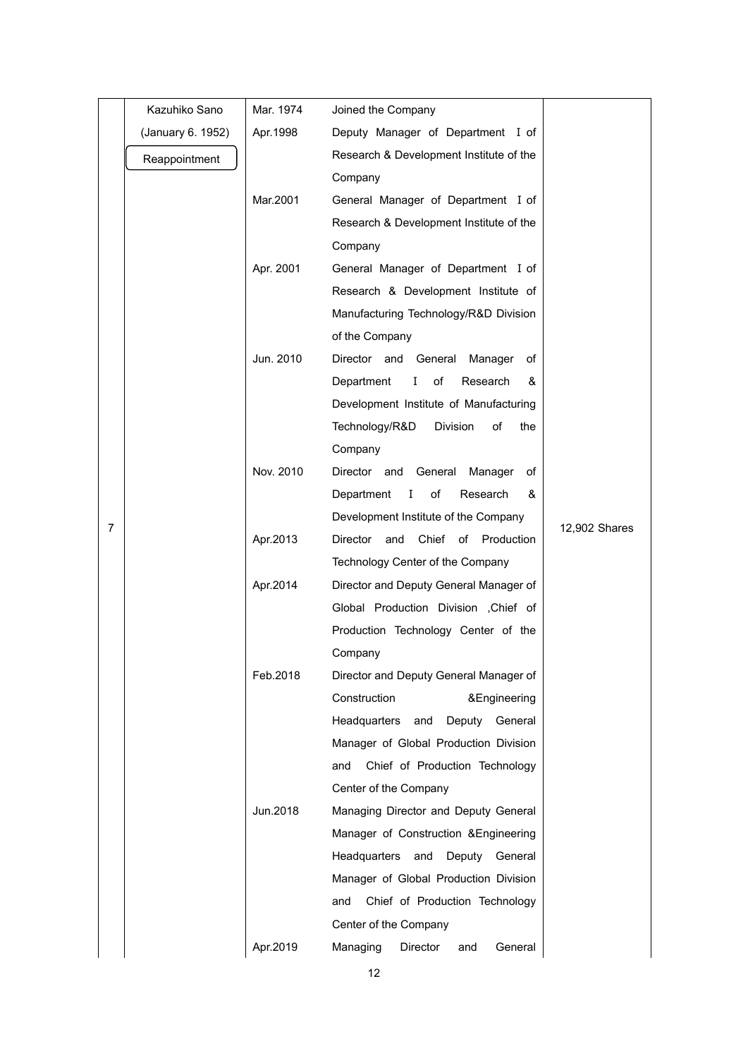| 7 | Kazuhiko Sano<br>(January 6. 1952)<br>Reappointment | Mar. 1974 | Joined the Company | 12,902 Shares |
|---|---|---|---|---|
| | | Apr.1998 | Deputy Manager of Department I of Research & Development Institute of the Company | |
| | | Mar.2001 | General Manager of Department I of Research & Development Institute of the Company | |
| | | Apr. 2001 | General Manager of Department I of Research & Development Institute of Manufacturing Technology/R&D Division of the Company | |
| | | Jun. 2010 | Director and General Manager of Department I of Research & Development Institute of Manufacturing Technology/R&D Division of the Company | |
| | | Nov. 2010 | Director and General Manager of Department I of Research & Development Institute of the Company | |
| | | Apr.2013 | Director and Chief of Production Technology Center of the Company | |
| | | Apr.2014 | Director and Deputy General Manager of Global Production Division ,Chief of Production Technology Center of the Company | |
| | | Feb.2018 | Director and Deputy General Manager of Construction &Engineering Headquarters and Deputy General Manager of Global Production Division and Chief of Production Technology Center of the Company | |
| | | Jun.2018 | Managing Director and Deputy General Manager of Construction &Engineering Headquarters and Deputy General Manager of Global Production Division and Chief of Production Technology Center of the Company | |
| | | Apr.2019 | Managing Director and General | |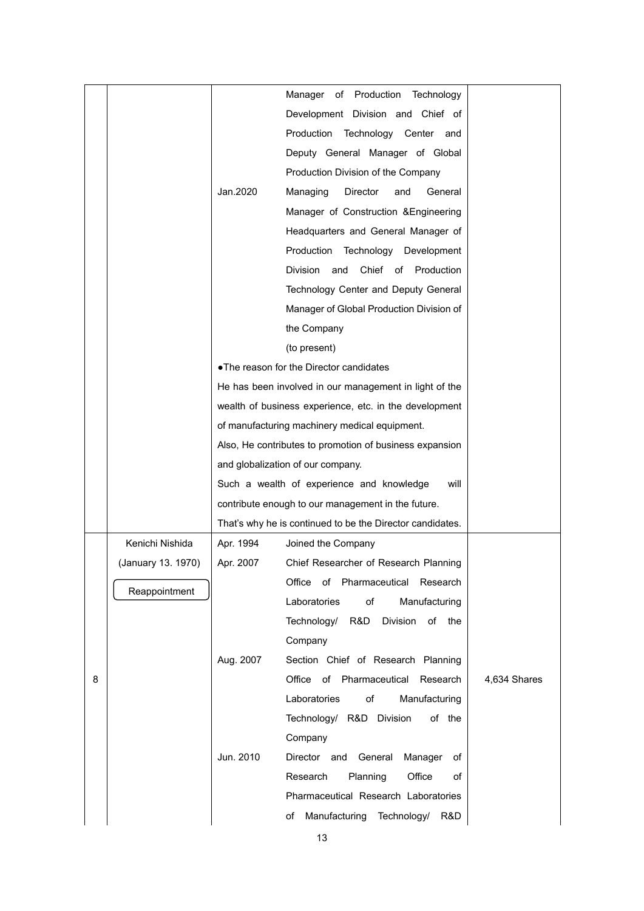| | | | | |
|---|---|---|---|---|
| | | | Manager of Production Technology Development Division and Chief of Production Technology Center and Deputy General Manager of Global Production Division of the Company | |
| | | Jan.2020 | Managing Director and General Manager of Construction &Engineering Headquarters and General Manager of Production Technology Development Division and Chief of Production Technology Center and Deputy General Manager of Global Production Division of the Company<br>(to present) | |
| | | ●The reason for the Director candidates<br>He has been involved in our management in light of the wealth of business experience, etc. in the development of manufacturing machinery medical equipment.<br>Also, He contributes to promotion of business expansion and globalization of our company.<br>Such a wealth of experience and knowledge will contribute enough to our management in the future.<br>That's why he is continued to be the Director candidates. | | |
| 8 | Kenichi Nishida<br>(January 13. 1970)<br>Reappointment | Apr. 1994 | Joined the Company | 4,634 Shares |
| | | Apr. 2007 | Chief Researcher of Research Planning Office of Pharmaceutical Research Laboratories of Manufacturing Technology/ R&D Division of the Company | |
| | | Aug. 2007 | Section Chief of Research Planning Office of Pharmaceutical Research Laboratories of Manufacturing Technology/ R&D Division of the Company | |
| | | Jun. 2010 | Director and General Manager of Research Planning Office of Pharmaceutical Research Laboratories of Manufacturing Technology/ R&D | |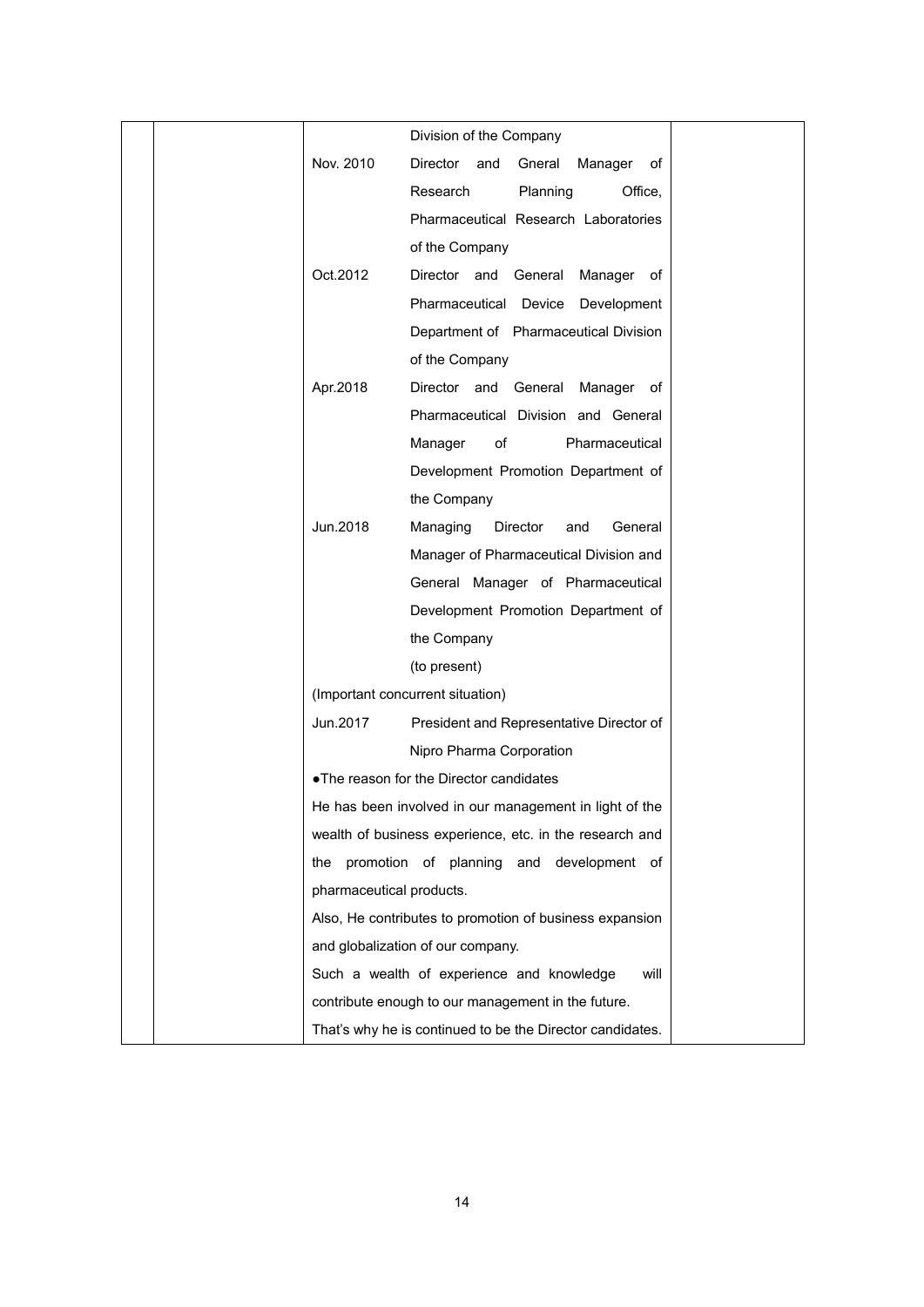| | | | |
|---|---|---|---|
| | | Division of the Company<br>Nov. 2010 Director and Gneral Manager of Research Planning Office, Pharmaceutical Research Laboratories of the Company<br>Oct.2012 Director and General Manager of Pharmaceutical Device Development Department of Pharmaceutical Division of the Company<br>Apr.2018 Director and General Manager of Pharmaceutical Division and General Manager of Pharmaceutical Development Promotion Department of the Company<br>Jun.2018 Managing Director and General Manager of Pharmaceutical Division and General Manager of Pharmaceutical Development Promotion Department of the Company (to present)<br>(Important concurrent situation)<br>Jun.2017 President and Representative Director of Nipro Pharma Corporation<br>●The reason for the Director candidates<br>He has been involved in our management in light of the wealth of business experience, etc. in the research and the promotion of planning and development of pharmaceutical products.<br>Also, He contributes to promotion of business expansion and globalization of our company.<br>Such a wealth of experience and knowledge will contribute enough to our management in the future.<br>That's why he is continued to be the Director candidates. | |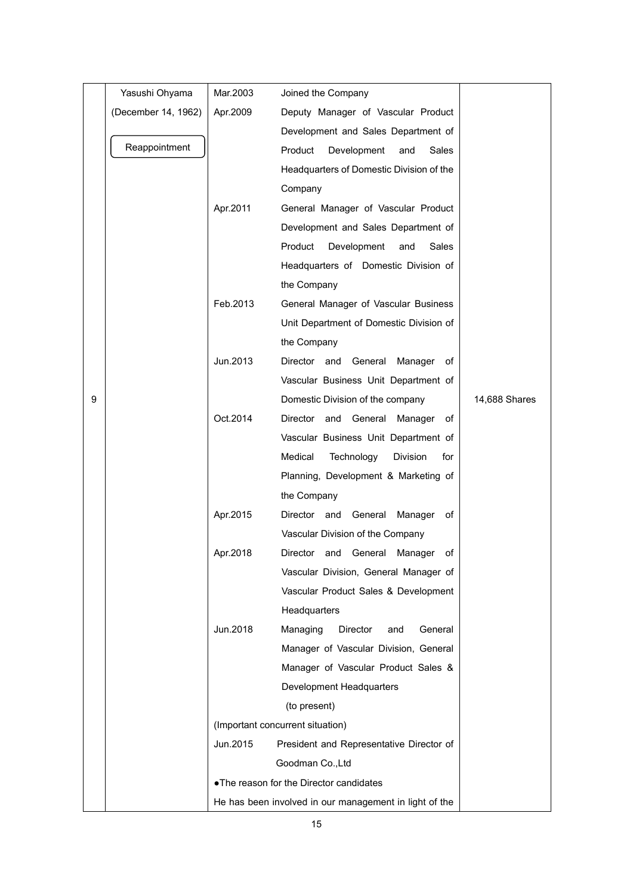| | | | |
|---|---|---|---|
| 9 | Yasushi Ohyama<br>(December 14, 1962)<br><br>Reappointment | Mar.2003 Joined the Company<br>Apr.2009 Deputy Manager of Vascular Product Development and Sales Department of Product Development and Sales Headquarters of Domestic Division of the Company<br>Apr.2011 General Manager of Vascular Product Development and Sales Department of Product Development and Sales Headquarters of Domestic Division of the Company<br>Feb.2013 General Manager of Vascular Business Unit Department of Domestic Division of the Company<br>Jun.2013 Director and General Manager of Vascular Business Unit Department of Domestic Division of the company<br>Oct.2014 Director and General Manager of Vascular Business Unit Department of Medical Technology Division for Planning, Development & Marketing of the Company<br>Apr.2015 Director and General Manager of Vascular Division of the Company<br>Apr.2018 Director and General Manager of Vascular Division, General Manager of Vascular Product Sales & Development Headquarters<br>Jun.2018 Managing Director and General Manager of Vascular Division, General Manager of Vascular Product Sales & Development Headquarters<br>(to present)<br>(Important concurrent situation)<br>Jun.2015 President and Representative Director of Goodman Co.,Ltd<br>●The reason for the Director candidates<br>He has been involved in our management in light of the | 14,688 Shares |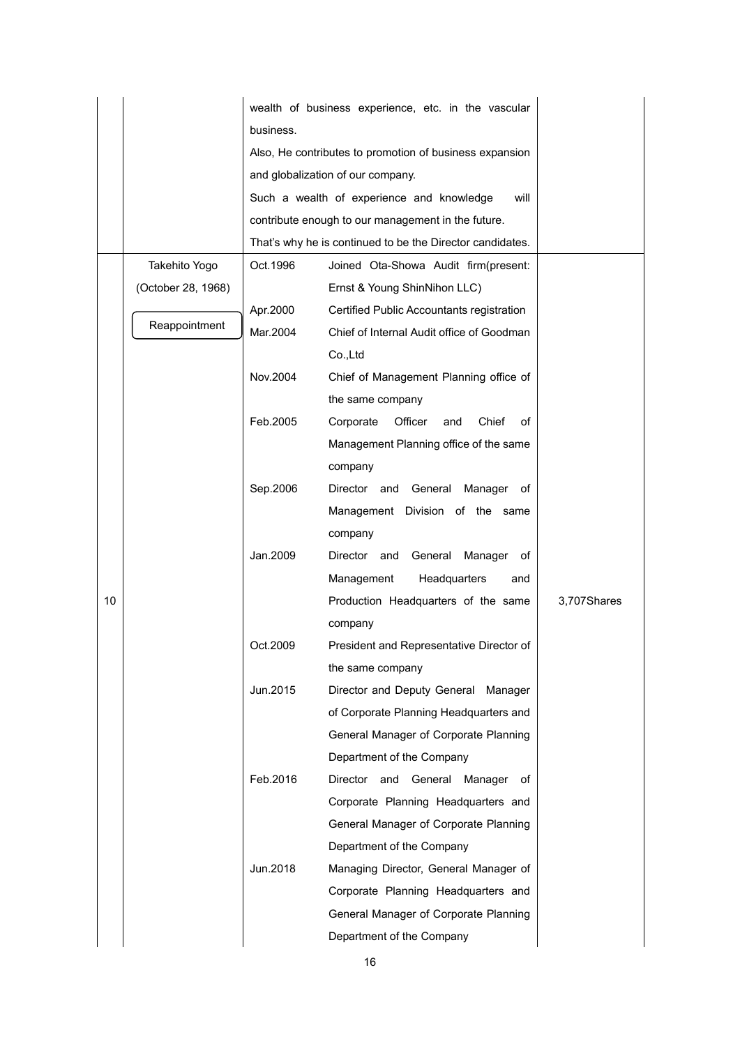| | | | |
|---|---|---|---|
| | | wealth of business experience, etc. in the vascular business.<br>Also, He contributes to promotion of business expansion and globalization of our company.<br>Such a wealth of experience and knowledge will contribute enough to our management in the future.<br>That's why he is continued to be the Director candidates. | |
| 10 | Takehito Yogo<br>(October 28, 1968)<br><br>Reappointment | Oct.1996 Joined Ota-Showa Audit firm(present: Ernst & Young ShinNihon LLC)<br>Apr.2000 Certified Public Accountants registration<br>Mar.2004 Chief of Internal Audit office of Goodman Co.,Ltd<br>Nov.2004 Chief of Management Planning office of the same company<br>Feb.2005 Corporate Officer and Chief of Management Planning office of the same company<br>Sep.2006 Director and General Manager of Management Division of the same company<br>Jan.2009 Director and General Manager of Management Headquarters and Production Headquarters of the same company<br>Oct.2009 President and Representative Director of the same company<br>Jun.2015 Director and Deputy General Manager of Corporate Planning Headquarters and General Manager of Corporate Planning Department of the Company<br>Feb.2016 Director and General Manager of Corporate Planning Headquarters and General Manager of Corporate Planning Department of the Company<br>Jun.2018 Managing Director, General Manager of Corporate Planning Headquarters and General Manager of Corporate Planning Department of the Company | 3,707Shares |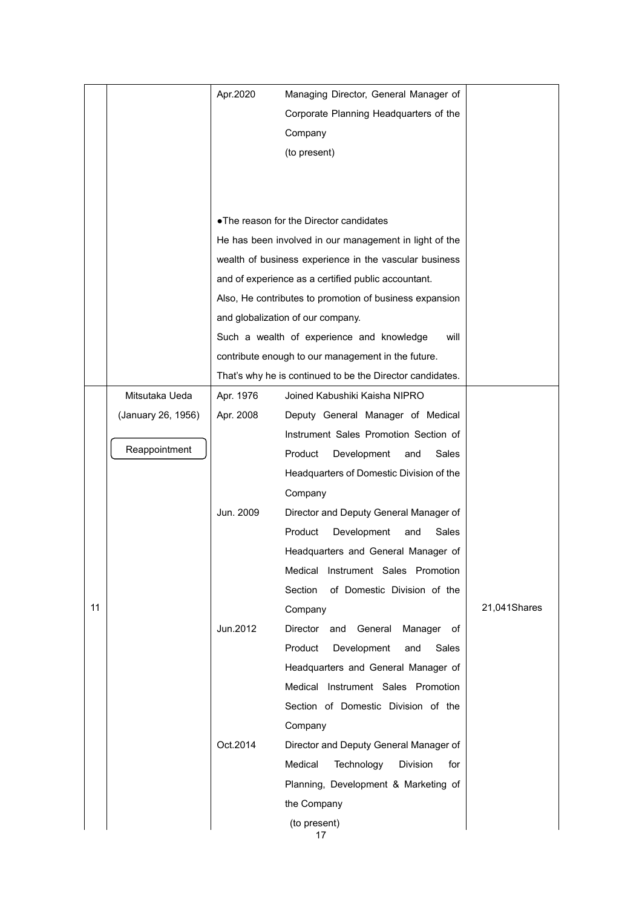| | | | | |
|---|---|---|---|---|
| | | Apr.2020 | Managing Director, General Manager of Corporate Planning Headquarters of the Company (to present) | |
| | | ●The reason for the Director candidates<br>He has been involved in our management in light of the wealth of business experience in the vascular business and of experience as a certified public accountant.<br>Also, He contributes to promotion of business expansion and globalization of our company.<br>Such a wealth of experience and knowledge will contribute enough to our management in the future.<br>That's why he is continued to be the Director candidates. | | |
| 11 | Mitsutaka Ueda<br>(January 26, 1956)<br>Reappointment | Apr. 1976 | Joined Kabushiki Kaisha NIPRO | 21,041Shares |
| | | Apr. 2008 | Deputy General Manager of Medical Instrument Sales Promotion Section of Product Development and Sales Headquarters of Domestic Division of the Company | |
| | | Jun. 2009 | Director and Deputy General Manager of Product Development and Sales Headquarters and General Manager of Medical Instrument Sales Promotion Section of Domestic Division of the Company | |
| | | Jun.2012 | Director and General Manager of Product Development and Sales Headquarters and General Manager of Medical Instrument Sales Promotion Section of Domestic Division of the Company | |
| | | Oct.2014 | Director and Deputy General Manager of Medical Technology Division for Planning, Development & Marketing of the Company (to present) | |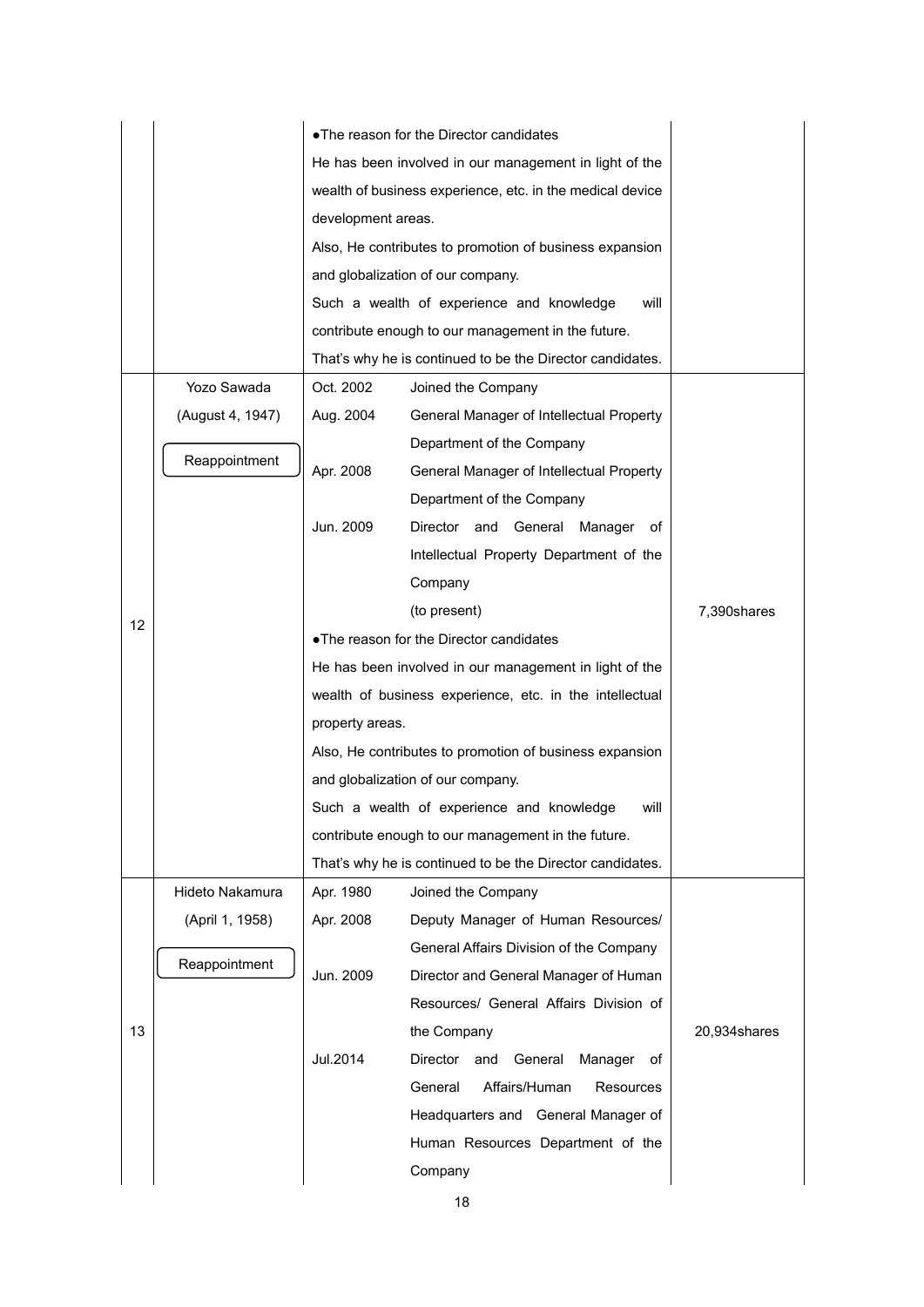| | | | |
|---|---|---|---|
| | | ●The reason for the Director candidates<br>He has been involved in our management in light of the wealth of business experience, etc. in the medical device development areas.<br>Also, He contributes to promotion of business expansion and globalization of our company.<br>Such a wealth of experience and knowledge will contribute enough to our management in the future.<br>That's why he is continued to be the Director candidates. | |
| 12 | Yozo Sawada<br>(August 4, 1947)<br>Reappointment | Oct. 2002 Joined the Company<br>Aug. 2004 General Manager of Intellectual Property Department of the Company<br>Apr. 2008 General Manager of Intellectual Property Department of the Company<br>Jun. 2009 Director and General Manager of Intellectual Property Department of the Company (to present)<br>●The reason for the Director candidates<br>He has been involved in our management in light of the wealth of business experience, etc. in the intellectual property areas.<br>Also, He contributes to promotion of business expansion and globalization of our company.<br>Such a wealth of experience and knowledge will contribute enough to our management in the future.<br>That's why he is continued to be the Director candidates. | 7,390shares |
| 13 | Hideto Nakamura<br>(April 1, 1958)<br>Reappointment | Apr. 1980 Joined the Company<br>Apr. 2008 Deputy Manager of Human Resources/ General Affairs Division of the Company<br>Jun. 2009 Director and General Manager of Human Resources/ General Affairs Division of the Company<br>Jul.2014 Director and General Manager of General Affairs/Human Resources Headquarters and General Manager of Human Resources Department of the Company | 20,934shares |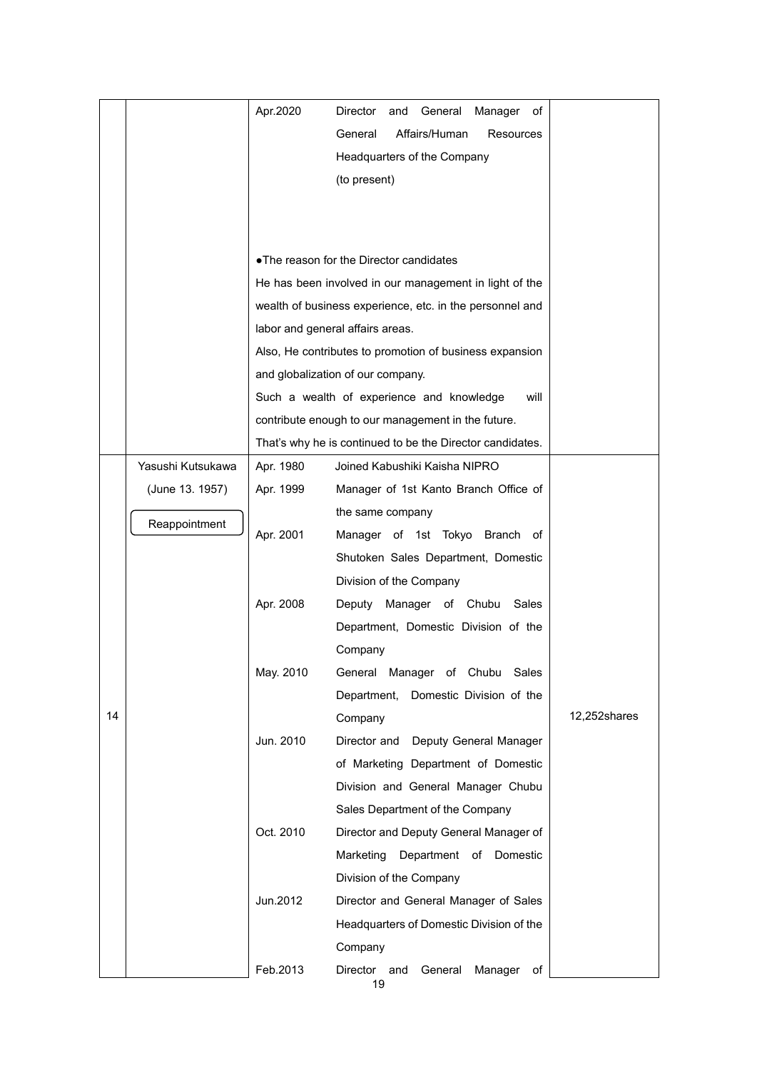| | | | |
|---|---|---|---|
| | | Apr.2020 Director and General Manager of General Affairs/Human Resources Headquarters of the Company (to present)<br><br>●The reason for the Director candidates<br>He has been involved in our management in light of the wealth of business experience, etc. in the personnel and labor and general affairs areas.<br>Also, He contributes to promotion of business expansion and globalization of our company.<br>Such a wealth of experience and knowledge will contribute enough to our management in the future.<br>That's why he is continued to be the Director candidates. | |
| 14 | Yasushi Kutsukawa<br>(June 13. 1957)<br><br>Reappointment | Apr. 1980 Joined Kabushiki Kaisha NIPRO<br>Apr. 1999 Manager of 1st Kanto Branch Office of the same company<br>Apr. 2001 Manager of 1st Tokyo Branch of Shutoken Sales Department, Domestic Division of the Company<br>Apr. 2008 Deputy Manager of Chubu Sales Department, Domestic Division of the Company<br>May. 2010 General Manager of Chubu Sales Department, Domestic Division of the Company<br>Jun. 2010 Director and Deputy General Manager of Marketing Department of Domestic Division and General Manager Chubu Sales Department of the Company<br>Oct. 2010 Director and Deputy General Manager of Marketing Department of Domestic Division of the Company<br>Jun.2012 Director and General Manager of Sales Headquarters of Domestic Division of the Company<br>Feb.2013 Director and General Manager of | 12,252shares |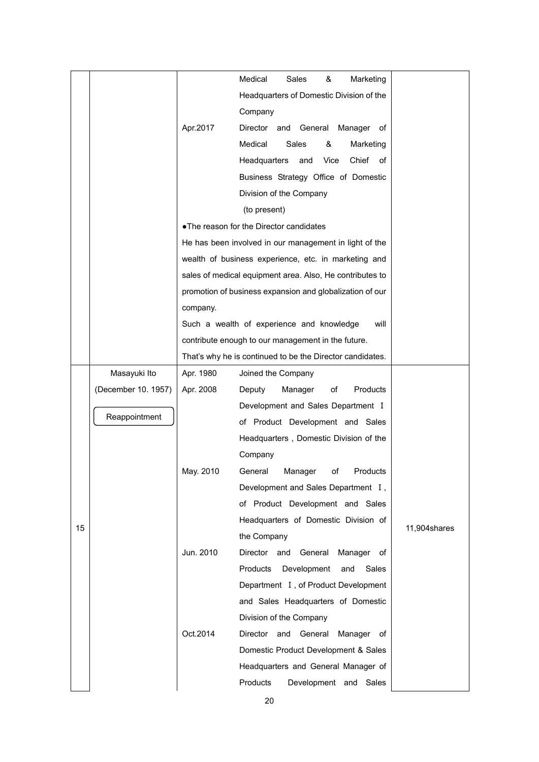| | | | | |
|---|---|---|---|---|
| | | | Medical Sales & Marketing Headquarters of Domestic Division of the Company | |
| | | Apr.2017 | Director and General Manager of Medical Sales & Marketing Headquarters and Vice Chief of Business Strategy Office of Domestic Division of the Company (to present) | |
| | | ●The reason for the Director candidates<br>He has been involved in our management in light of the wealth of business experience, etc. in marketing and sales of medical equipment area. Also, He contributes to promotion of business expansion and globalization of our company.<br>Such a wealth of experience and knowledge will contribute enough to our management in the future.<br>That's why he is continued to be the Director candidates. | | |
| 15 | Masayuki Ito<br>(December 10. 1957)<br>Reappointment | Apr. 1980 | Joined the Company | 11,904shares |
| | | Apr. 2008 | Deputy Manager of Products Development and Sales Department Ⅰ of Product Development and Sales Headquarters , Domestic Division of the Company | |
| | | May. 2010 | General Manager of Products Development and Sales Department Ⅰ, of Product Development and Sales Headquarters of Domestic Division of the Company | |
| | | Jun. 2010 | Director and General Manager of Products Development and Sales Department Ⅰ, of Product Development and Sales Headquarters of Domestic Division of the Company | |
| | | Oct.2014 | Director and General Manager of Domestic Product Development & Sales Headquarters and General Manager of Products Development and Sales | |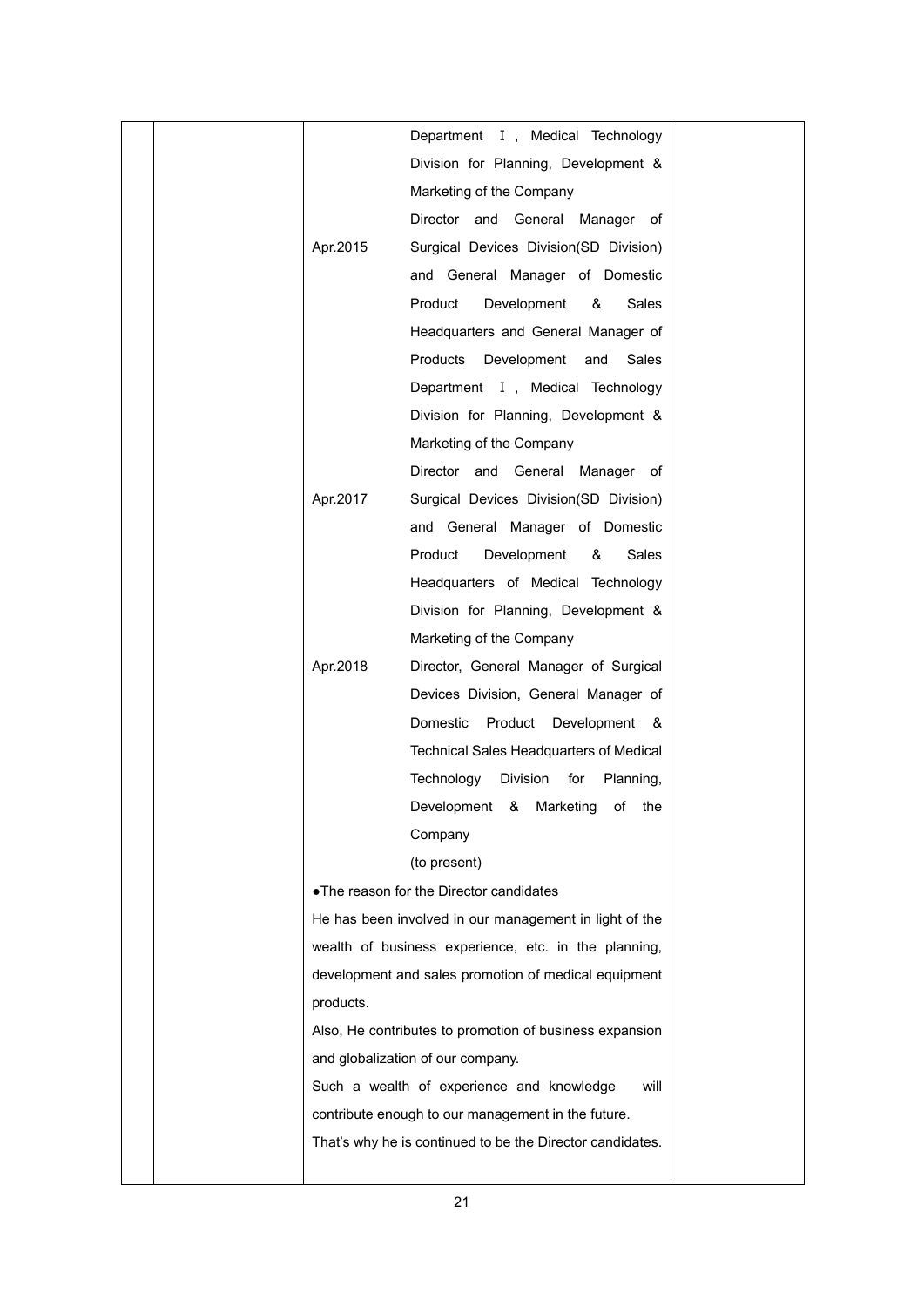| | | | |
|---|---|---|---|
| | | Department Ⅰ, Medical Technology Division for Planning, Development & Marketing of the Company<br><br>Apr.2015 Director and General Manager of Surgical Devices Division(SD Division) and General Manager of Domestic Product Development & Sales Headquarters and General Manager of Products Development and Sales Department Ⅰ, Medical Technology Division for Planning, Development & Marketing of the Company<br><br>Apr.2017 Director and General Manager of Surgical Devices Division(SD Division) and General Manager of Domestic Product Development & Sales Headquarters of Medical Technology Division for Planning, Development & Marketing of the Company<br><br>Apr.2018 Director, General Manager of Surgical Devices Division, General Manager of Domestic Product Development & Technical Sales Headquarters of Medical Technology Division for Planning, Development & Marketing of the Company (to present)<br><br>●The reason for the Director candidates<br>He has been involved in our management in light of the wealth of business experience, etc. in the planning, development and sales promotion of medical equipment products.<br>Also, He contributes to promotion of business expansion and globalization of our company.<br>Such a wealth of experience and knowledge will contribute enough to our management in the future.<br>That's why he is continued to be the Director candidates. | |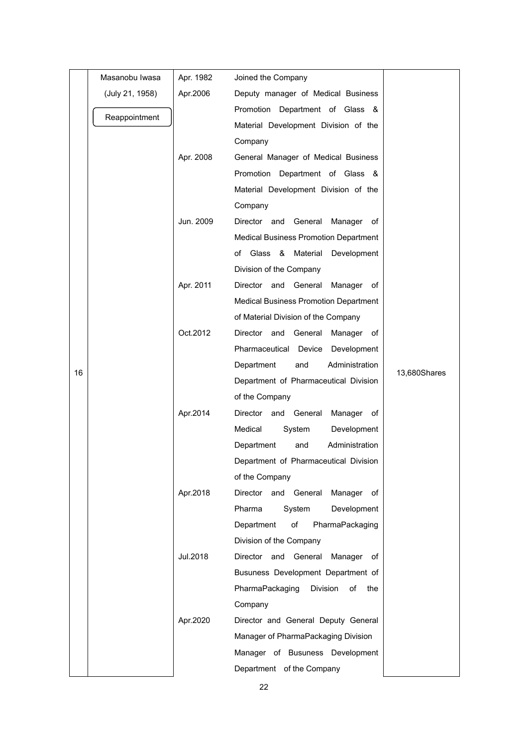| | | | | |
|---|---|---|---|---|
| 16 | Masanobu Iwasa<br>(July 21, 1958)<br>Reappointment | Apr. 1982 | Joined the Company | 13,680Shares |
| | | Apr.2006 | Deputy manager of Medical Business Promotion Department of Glass & Material Development Division of the Company | |
| | | Apr. 2008 | General Manager of Medical Business Promotion Department of Glass & Material Development Division of the Company | |
| | | Jun. 2009 | Director and General Manager of Medical Business Promotion Department of Glass & Material Development Division of the Company | |
| | | Apr. 2011 | Director and General Manager of Medical Business Promotion Department of Material Division of the Company | |
| | | Oct.2012 | Director and General Manager of Pharmaceutical Device Development Department and Administration Department of Pharmaceutical Division of the Company | |
| | | Apr.2014 | Director and General Manager of Medical System Development Department and Administration Department of Pharmaceutical Division of the Company | |
| | | Apr.2018 | Director and General Manager of Pharma System Development Department of PharmaPackaging Division of the Company | |
| | | Jul.2018 | Director and General Manager of Busuness Development Department of PharmaPackaging Division of the Company | |
| | | Apr.2020 | Director and General Deputy General Manager of PharmaPackaging Division Manager of Busuness Development Department of the Company | |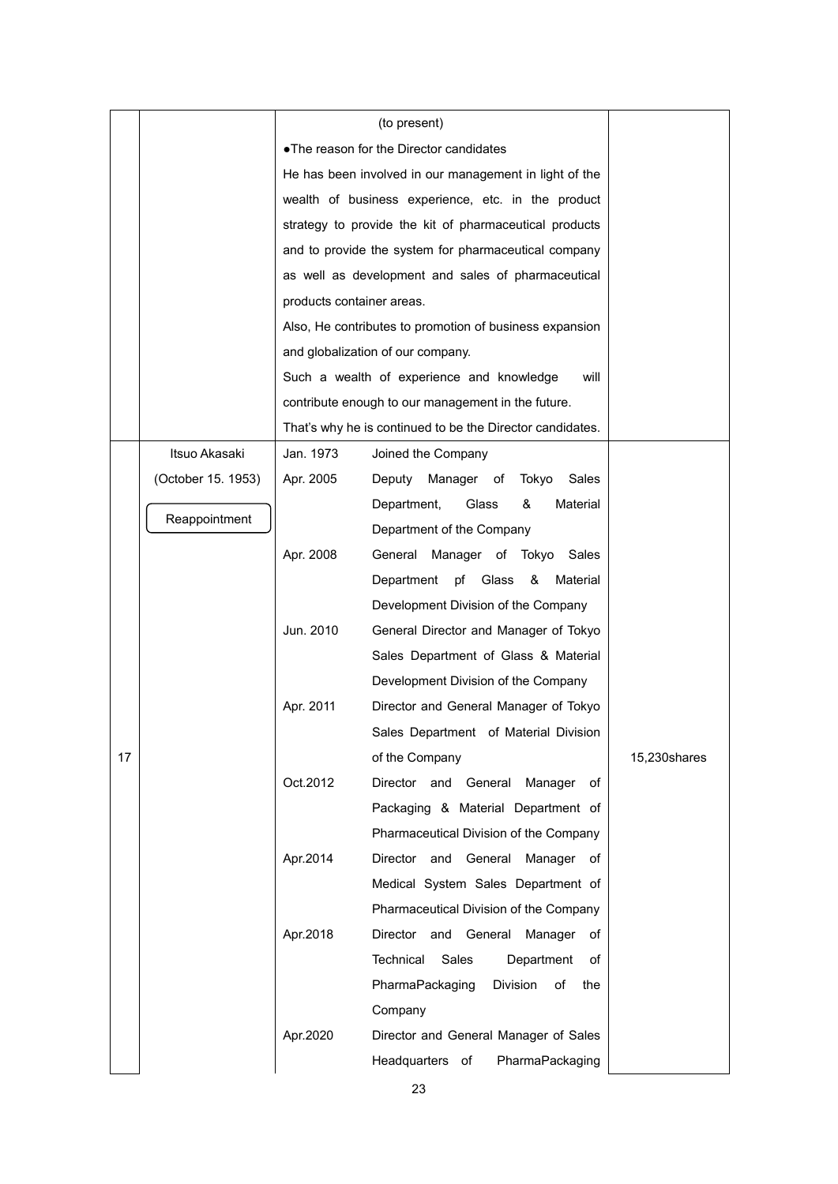| | | | |
|---|---|---|---|
| | | (to present)<br>●The reason for the Director candidates<br>He has been involved in our management in light of the wealth of business experience, etc. in the product strategy to provide the kit of pharmaceutical products and to provide the system for pharmaceutical company as well as development and sales of pharmaceutical products container areas.<br>Also, He contributes to promotion of business expansion and globalization of our company.<br>Such a wealth of experience and knowledge will contribute enough to our management in the future.<br>That's why he is continued to be the Director candidates. | |
| 17 | Itsuo Akasaki<br>(October 15. 1953)<br>Reappointment | Jan. 1973 Joined the Company<br>Apr. 2005 Deputy Manager of Tokyo Sales Department, Glass & Material Department of the Company<br>Apr. 2008 General Manager of Tokyo Sales Department pf Glass & Material Development Division of the Company<br>Jun. 2010 General Director and Manager of Tokyo Sales Department of Glass & Material Development Division of the Company<br>Apr. 2011 Director and General Manager of Tokyo Sales Department of Material Division of the Company<br>Oct.2012 Director and General Manager of Packaging & Material Department of Pharmaceutical Division of the Company<br>Apr.2014 Director and General Manager of Medical System Sales Department of Pharmaceutical Division of the Company<br>Apr.2018 Director and General Manager of Technical Sales Department of PharmaPackaging Division of the Company<br>Apr.2020 Director and General Manager of Sales Headquarters of PharmaPackaging | 15,230shares |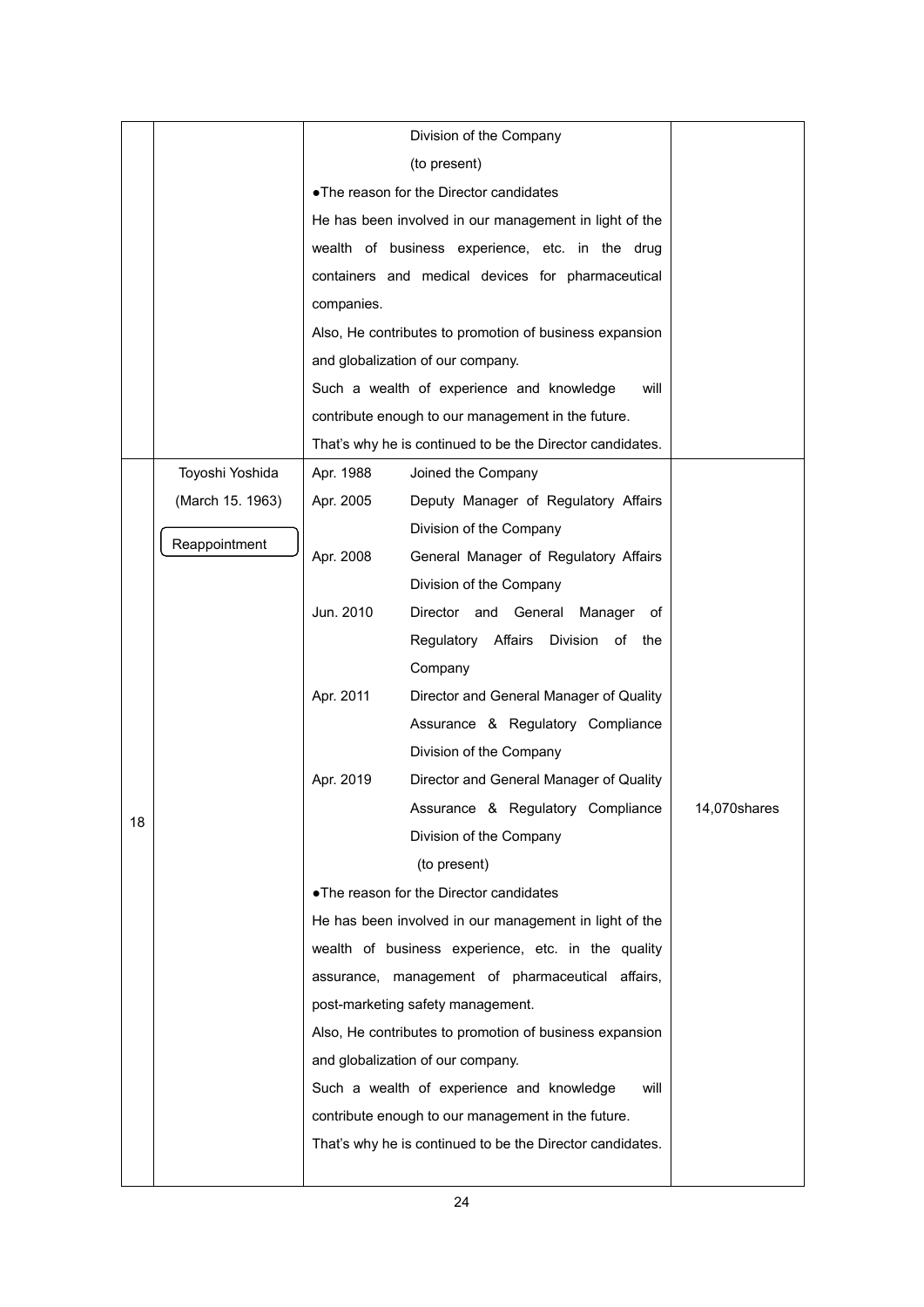| | | | |
|---|---|---|---|
| | | Division of the Company<br>(to present)<br>●The reason for the Director candidates<br>He has been involved in our management in light of the wealth of business experience, etc. in the drug containers and medical devices for pharmaceutical companies.<br>Also, He contributes to promotion of business expansion and globalization of our company.<br>Such a wealth of experience and knowledge will contribute enough to our management in the future.<br>That's why he is continued to be the Director candidates. | |
| 18 | Toyoshi Yoshida<br>(March 15. 1963)<br>Reappointment | Apr. 1988 Joined the Company<br>Apr. 2005 Deputy Manager of Regulatory Affairs Division of the Company<br>Apr. 2008 General Manager of Regulatory Affairs Division of the Company<br>Jun. 2010 Director and General Manager of Regulatory Affairs Division of the Company<br>Apr. 2011 Director and General Manager of Quality Assurance & Regulatory Compliance Division of the Company<br>Apr. 2019 Director and General Manager of Quality Assurance & Regulatory Compliance Division of the Company (to present)<br>●The reason for the Director candidates<br>He has been involved in our management in light of the wealth of business experience, etc. in the quality assurance, management of pharmaceutical affairs, post-marketing safety management.<br>Also, He contributes to promotion of business expansion and globalization of our company.<br>Such a wealth of experience and knowledge will contribute enough to our management in the future.<br>That's why he is continued to be the Director candidates. | 14,070shares |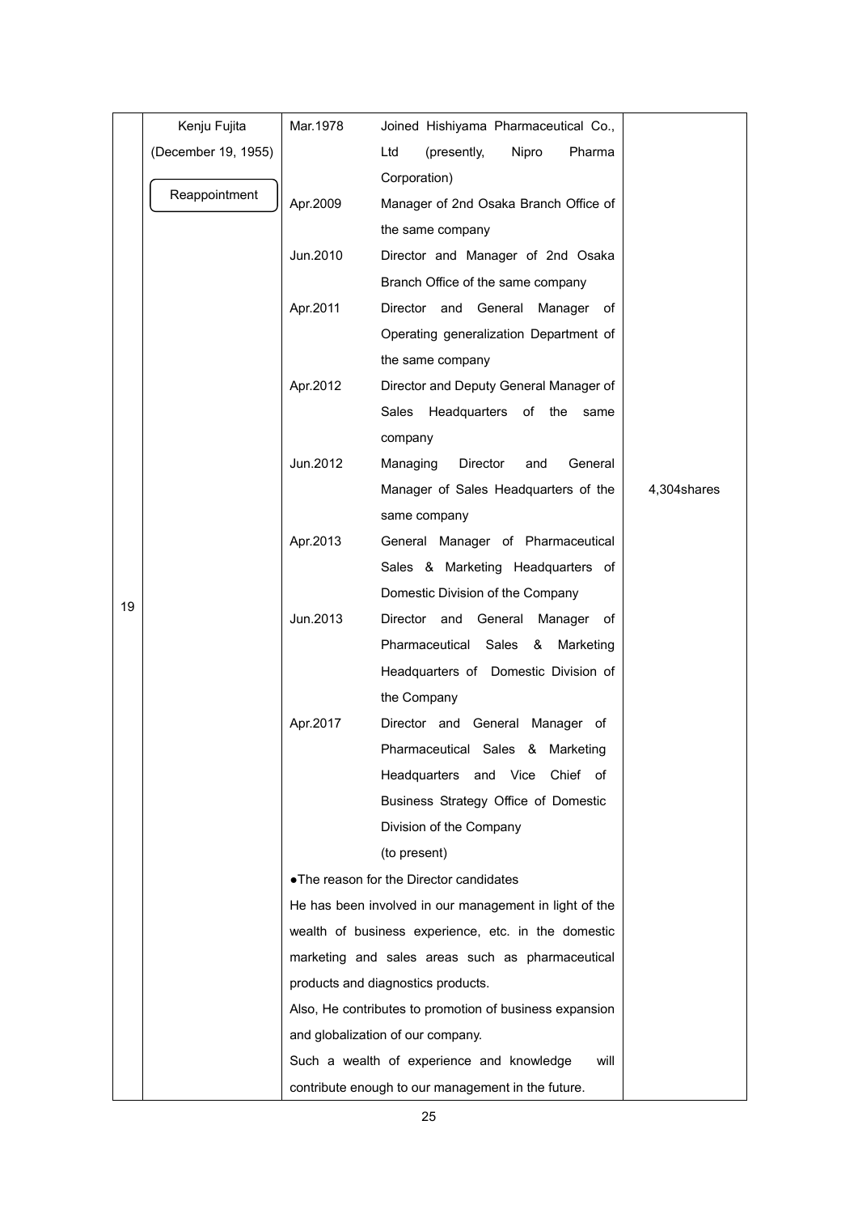| No. | Name (Date of birth) | Career summary, position and responsibilities at the Company (Significant concurrent positions outside the Company) | | Number of the Company's shares held |
|---|---|---|---|---|
| 19 | Kenju Fujita (December 19, 1955) Reappointment | Mar.1978 | Joined Hishiyama Pharmaceutical Co., Ltd (presently, Nipro Pharma Corporation) | 4,304shares |
| | | Apr.2009 | Manager of 2nd Osaka Branch Office of the same company | |
| | | Jun.2010 | Director and Manager of 2nd Osaka Branch Office of the same company | |
| | | Apr.2011 | Director and General Manager of Operating generalization Department of the same company | |
| | | Apr.2012 | Director and Deputy General Manager of Sales Headquarters of the same company | |
| | | Jun.2012 | Managing Director and General Manager of Sales Headquarters of the same company | |
| | | Apr.2013 | General Manager of Pharmaceutical Sales & Marketing Headquarters of Domestic Division of the Company | |
| | | Jun.2013 | Director and General Manager of Pharmaceutical Sales & Marketing Headquarters of Domestic Division of the Company | |
| | | Apr.2017 | Director and General Manager of Pharmaceutical Sales & Marketing Headquarters and Vice Chief of Business Strategy Office of Domestic Division of the Company (to present) | |
| | | ●The reason for the Director candidates<br>He has been involved in our management in light of the wealth of business experience, etc. in the domestic marketing and sales areas such as pharmaceutical products and diagnostics products.<br>Also, He contributes to promotion of business expansion and globalization of our company.<br>Such a wealth of experience and knowledge will contribute enough to our management in the future. | | |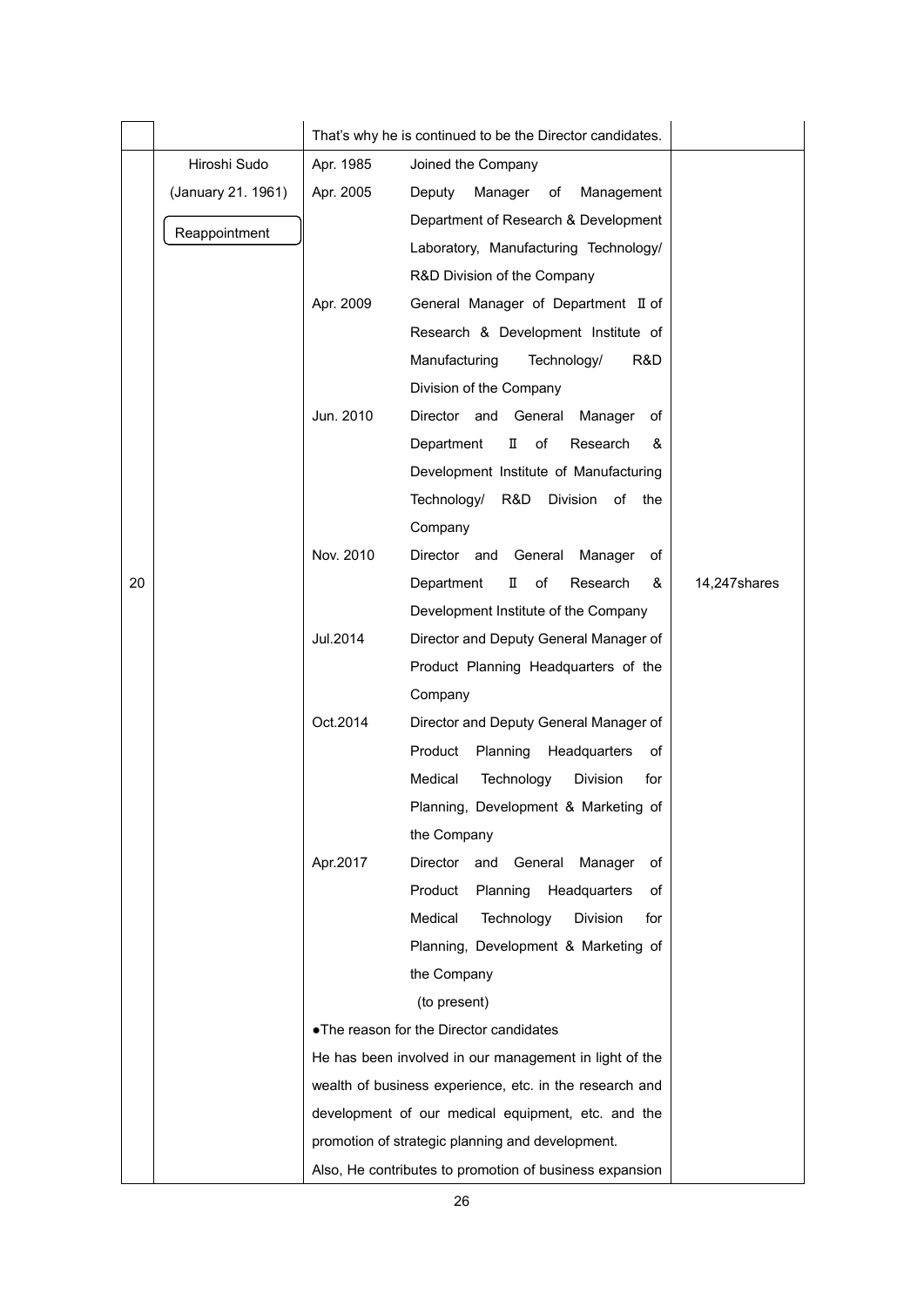| | | | |
|---|---|---|---|
| | | That's why he is continued to be the Director candidates. | |
| 20 | Hiroshi Sudo<br>(January 21. 1961)<br>Reappointment | Apr. 1985 Joined the Company<br>Apr. 2005 Deputy Manager of Management Department of Research & Development Laboratory, Manufacturing Technology/ R&D Division of the Company<br>Apr. 2009 General Manager of Department Ⅱ of Research & Development Institute of Manufacturing Technology/ R&D Division of the Company<br>Jun. 2010 Director and General Manager of Department Ⅱ of Research & Development Institute of Manufacturing Technology/ R&D Division of the Company<br>Nov. 2010 Director and General Manager of Department Ⅱ of Research & Development Institute of the Company<br>Jul.2014 Director and Deputy General Manager of Product Planning Headquarters of the Company<br>Oct.2014 Director and Deputy General Manager of Product Planning Headquarters of Medical Technology Division for Planning, Development & Marketing of the Company<br>Apr.2017 Director and General Manager of Product Planning Headquarters of Medical Technology Division for Planning, Development & Marketing of the Company<br>(to present)<br>●The reason for the Director candidates<br>He has been involved in our management in light of the wealth of business experience, etc. in the research and development of our medical equipment, etc. and the promotion of strategic planning and development.<br>Also, He contributes to promotion of business expansion | 14,247shares |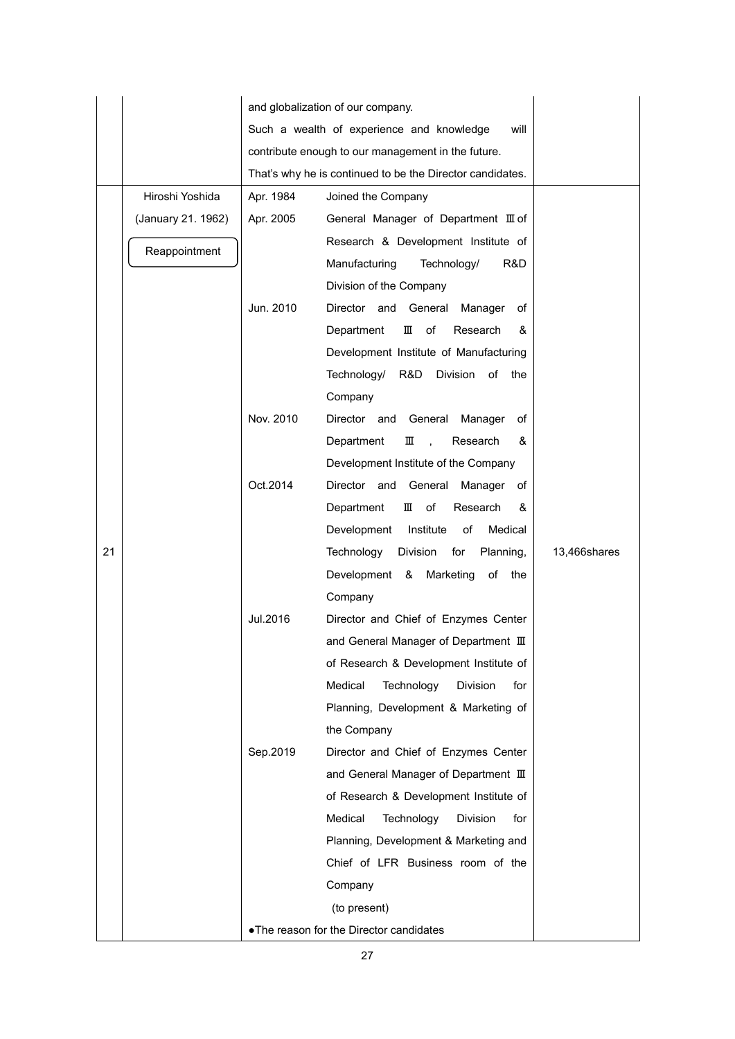| | | | |
|---|---|---|---|
| | | and globalization of our company.<br>Such a wealth of experience and knowledge will contribute enough to our management in the future.<br>That's why he is continued to be the Director candidates. | |
| 21 | Hiroshi Yoshida<br>(January 21. 1962)<br><br>Reappointment | Apr. 1984 Joined the Company<br>Apr. 2005 General Manager of Department Ⅲ of Research & Development Institute of Manufacturing Technology/ R&D Division of the Company<br>Jun. 2010 Director and General Manager of Department Ⅲ of Research & Development Institute of Manufacturing Technology/ R&D Division of the Company<br>Nov. 2010 Director and General Manager of Department Ⅲ, Research & Development Institute of the Company<br>Oct.2014 Director and General Manager of Department Ⅲ of Research & Development Institute of Medical Technology Division for Planning, Development & Marketing of the Company<br>Jul.2016 Director and Chief of Enzymes Center and General Manager of Department Ⅲ of Research & Development Institute of Medical Technology Division for Planning, Development & Marketing of the Company<br>Sep.2019 Director and Chief of Enzymes Center and General Manager of Department Ⅲ of Research & Development Institute of Medical Technology Division for Planning, Development & Marketing and Chief of LFR Business room of the Company<br>(to present)<br>●The reason for the Director candidates | 13,466shares |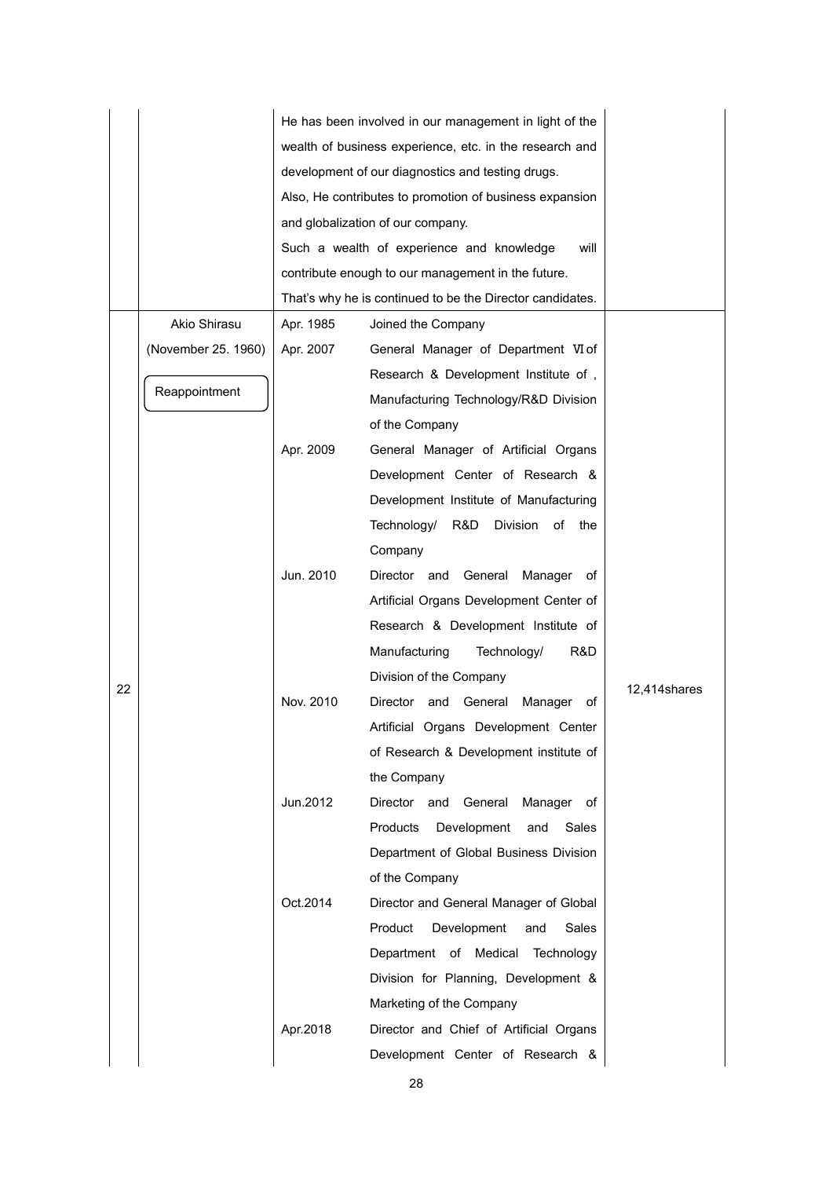| | | | | |
|---|---|---|---|---|
| | | He has been involved in our management in light of the wealth of business experience, etc. in the research and development of our diagnostics and testing drugs.<br>Also, He contributes to promotion of business expansion and globalization of our company.<br>Such a wealth of experience and knowledge will contribute enough to our management in the future.<br>That's why he is continued to be the Director candidates. | | |
| 22 | Akio Shirasu<br>(November 25. 1960)<br>Reappointment | Apr. 1985 | Joined the Company | 12,414shares |
| | | Apr. 2007 | General Manager of Department Ⅵ of Research & Development Institute of , Manufacturing Technology/R&D Division of the Company | |
| | | Apr. 2009 | General Manager of Artificial Organs Development Center of Research & Development Institute of Manufacturing Technology/ R&D Division of the Company | |
| | | Jun. 2010 | Director and General Manager of Artificial Organs Development Center of Research & Development Institute of Manufacturing Technology/ R&D Division of the Company | |
| | | Nov. 2010 | Director and General Manager of Artificial Organs Development Center of Research & Development institute of the Company | |
| | | Jun.2012 | Director and General Manager of Products Development and Sales Department of Global Business Division of the Company | |
| | | Oct.2014 | Director and General Manager of Global Product Development and Sales Department of Medical Technology Division for Planning, Development & Marketing of the Company | |
| | | Apr.2018 | Director and Chief of Artificial Organs Development Center of Research & | |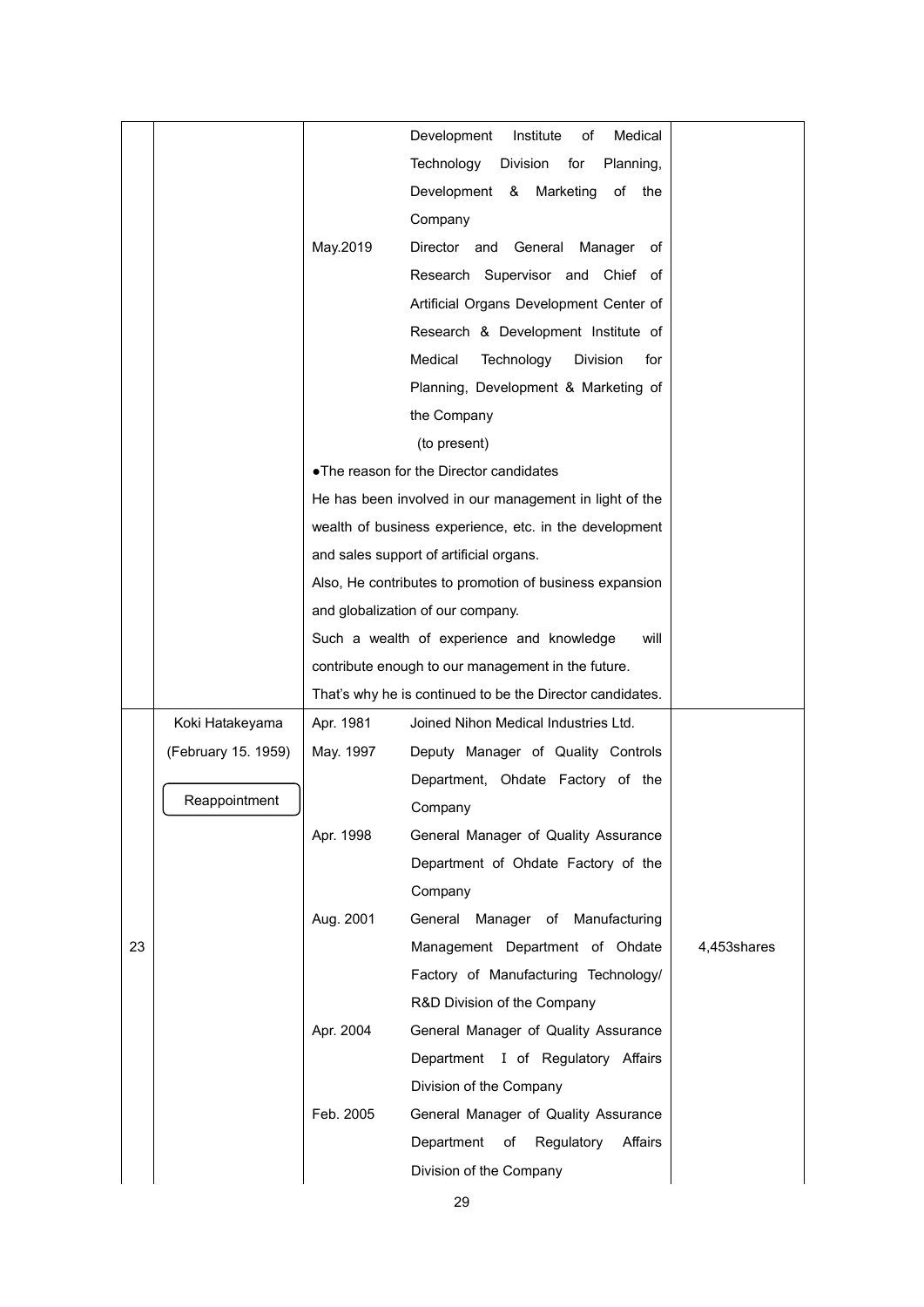| | | | |
|---|---|---|---|
| | | Development Institute of Medical Technology Division for Planning, Development & Marketing of the Company<br>May.2019 Director and General Manager of Research Supervisor and Chief of Artificial Organs Development Center of Research & Development Institute of Medical Technology Division for Planning, Development & Marketing of the Company (to present)<br>●The reason for the Director candidates<br>He has been involved in our management in light of the wealth of business experience, etc. in the development and sales support of artificial organs.<br>Also, He contributes to promotion of business expansion and globalization of our company.<br>Such a wealth of experience and knowledge will contribute enough to our management in the future.<br>That's why he is continued to be the Director candidates. | |
| 23 | Koki Hatakeyama<br>(February 15. 1959)<br>Reappointment | Apr. 1981 Joined Nihon Medical Industries Ltd.<br>May. 1997 Deputy Manager of Quality Controls Department, Ohdate Factory of the Company<br>Apr. 1998 General Manager of Quality Assurance Department of Ohdate Factory of the Company<br>Aug. 2001 General Manager of Manufacturing Management Department of Ohdate Factory of Manufacturing Technology/ R&D Division of the Company<br>Apr. 2004 General Manager of Quality Assurance Department I of Regulatory Affairs Division of the Company<br>Feb. 2005 General Manager of Quality Assurance Department of Regulatory Affairs Division of the Company | 4,453shares |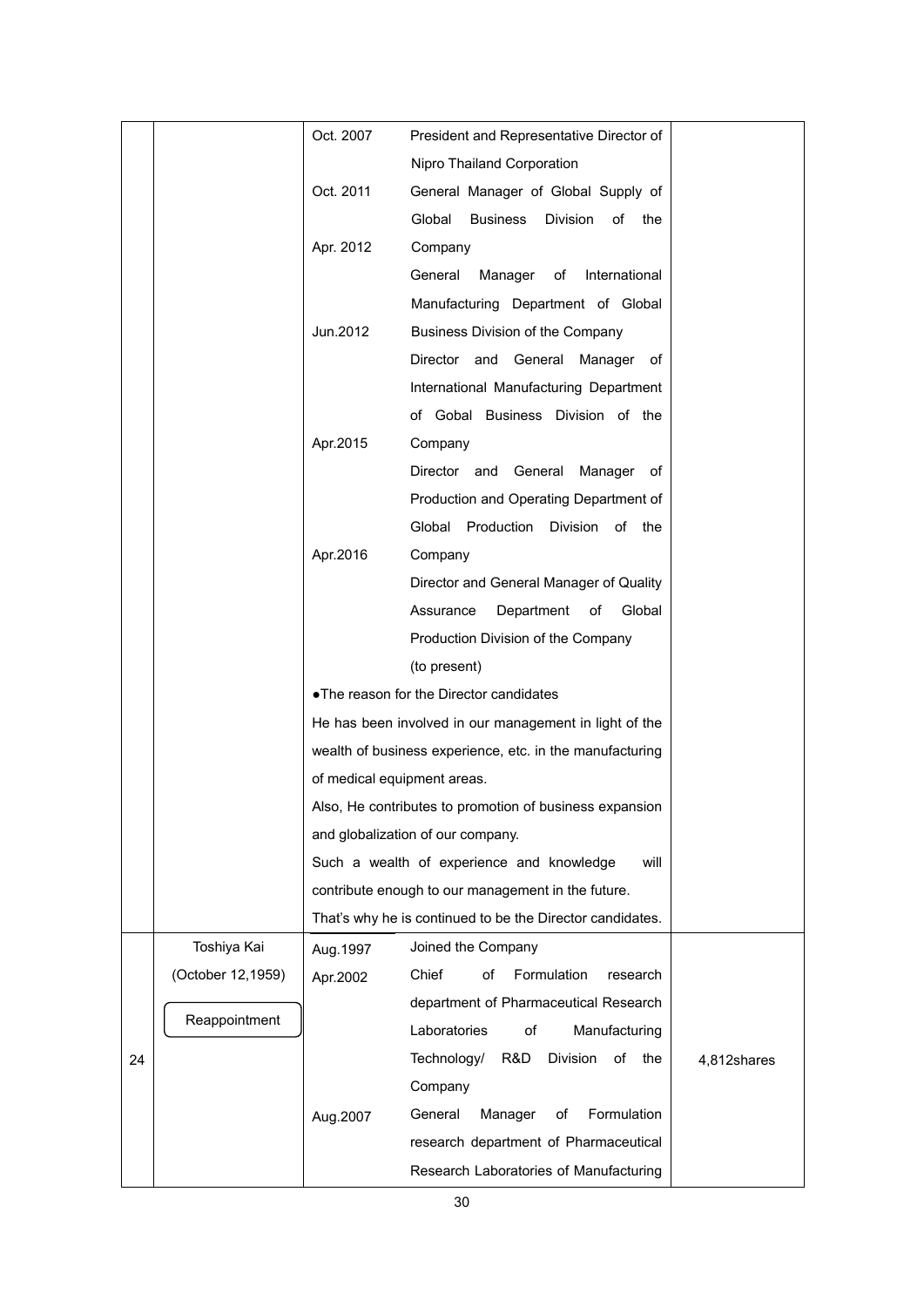| | | | |
|---|---|---|---|
| | | Oct. 2007 President and Representative Director of Nipro Thailand Corporation<br>Oct. 2011 General Manager of Global Supply of Global Business Division of the Company<br>Apr. 2012 General Manager of International Manufacturing Department of Global Business Division of the Company<br>Jun.2012 Director and General Manager of International Manufacturing Department of Gobal Business Division of the Company<br>Apr.2015 Director and General Manager of Production and Operating Department of Global Production Division of the Company<br>Apr.2016 Director and General Manager of Quality Assurance Department of Global Production Division of the Company (to present)<br>●The reason for the Director candidates<br>He has been involved in our management in light of the wealth of business experience, etc. in the manufacturing of medical equipment areas.<br>Also, He contributes to promotion of business expansion and globalization of our company.<br>Such a wealth of experience and knowledge will contribute enough to our management in the future.<br>That's why he is continued to be the Director candidates. | |
| 24 | Toshiya Kai<br>(October 12,1959)<br>Reappointment | Aug.1997 Joined the Company<br>Apr.2002 Chief of Formulation research department of Pharmaceutical Research Laboratories of Manufacturing Technology/ R&D Division of the Company<br>Aug.2007 General Manager of Formulation research department of Pharmaceutical Research Laboratories of Manufacturing | 4,812shares |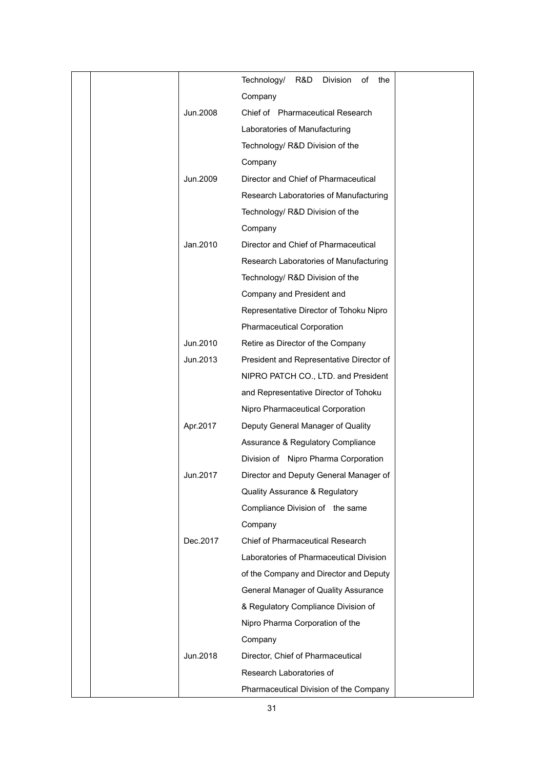| | | | | |
|---|---|---|---|---|
| | | | Technology/ R&D Division of the Company | |
| | | Jun.2008 | Chief of Pharmaceutical Research Laboratories of Manufacturing Technology/ R&D Division of the Company | |
| | | Jun.2009 | Director and Chief of Pharmaceutical Research Laboratories of Manufacturing Technology/ R&D Division of the Company | |
| | | Jan.2010 | Director and Chief of Pharmaceutical Research Laboratories of Manufacturing Technology/ R&D Division of the Company and President and Representative Director of Tohoku Nipro Pharmaceutical Corporation | |
| | | Jun.2010 | Retire as Director of the Company | |
| | | Jun.2013 | President and Representative Director of NIPRO PATCH CO., LTD. and President and Representative Director of Tohoku Nipro Pharmaceutical Corporation | |
| | | Apr.2017 | Deputy General Manager of Quality Assurance & Regulatory Compliance Division of Nipro Pharma Corporation | |
| | | Jun.2017 | Director and Deputy General Manager of Quality Assurance & Regulatory Compliance Division of the same Company | |
| | | Dec.2017 | Chief of Pharmaceutical Research Laboratories of Pharmaceutical Division of the Company and Director and Deputy General Manager of Quality Assurance & Regulatory Compliance Division of Nipro Pharma Corporation of the Company | |
| | | Jun.2018 | Director, Chief of Pharmaceutical Research Laboratories of Pharmaceutical Division of the Company | |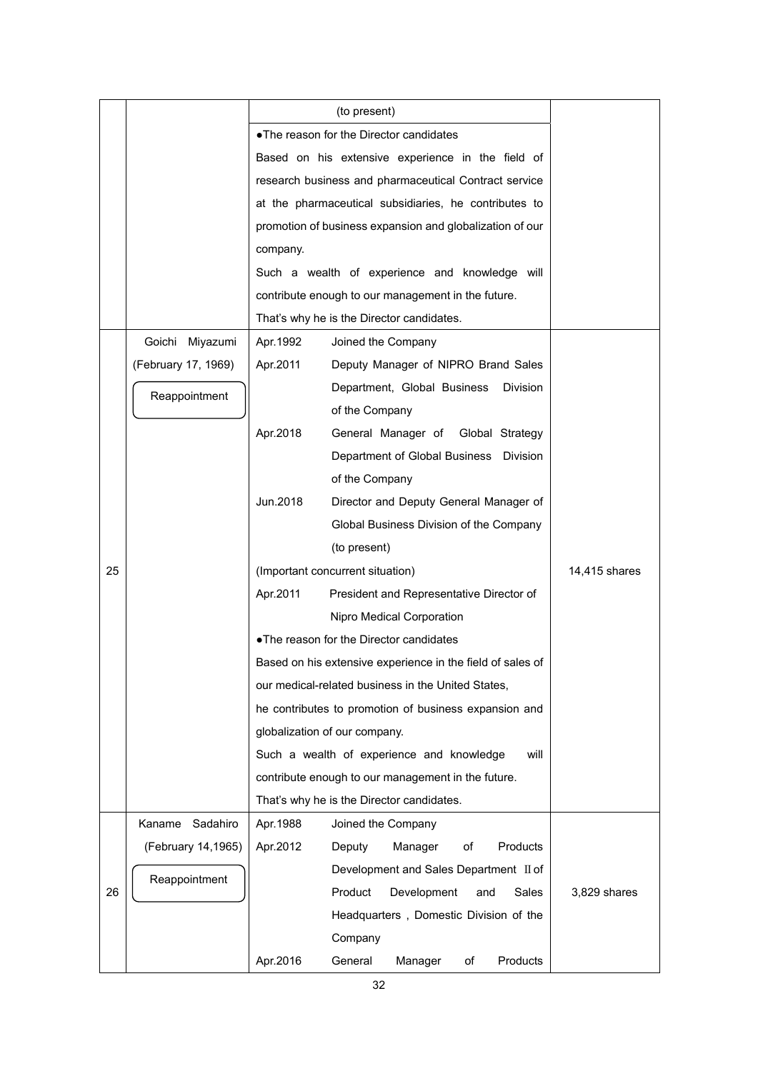| | | | |
|---|---|---|---|
| | | (to present)<br>●The reason for the Director candidates<br>Based on his extensive experience in the field of research business and pharmaceutical Contract service at the pharmaceutical subsidiaries, he contributes to promotion of business expansion and globalization of our company.<br>Such a wealth of experience and knowledge will contribute enough to our management in the future.<br>That's why he is the Director candidates. | |
| 25 | Goichi Miyazumi<br>(February 17, 1969)<br>Reappointment | Apr.1992 Joined the Company<br>Apr.2011 Deputy Manager of NIPRO Brand Sales Department, Global Business Division of the Company<br>Apr.2018 General Manager of Global Strategy Department of Global Business Division of the Company<br>Jun.2018 Director and Deputy General Manager of Global Business Division of the Company (to present)<br>(Important concurrent situation)<br>Apr.2011 President and Representative Director of Nipro Medical Corporation<br>●The reason for the Director candidates<br>Based on his extensive experience in the field of sales of our medical-related business in the United States, he contributes to promotion of business expansion and globalization of our company.<br>Such a wealth of experience and knowledge will contribute enough to our management in the future.<br>That's why he is the Director candidates. | 14,415 shares |
| 26 | Kaname Sadahiro<br>(February 14,1965)<br>Reappointment | Apr.1988 Joined the Company<br>Apr.2012 Deputy Manager of Products Development and Sales Department Ⅱ of Product Development and Sales Headquarters , Domestic Division of the Company<br>Apr.2016 General Manager of Products | 3,829 shares |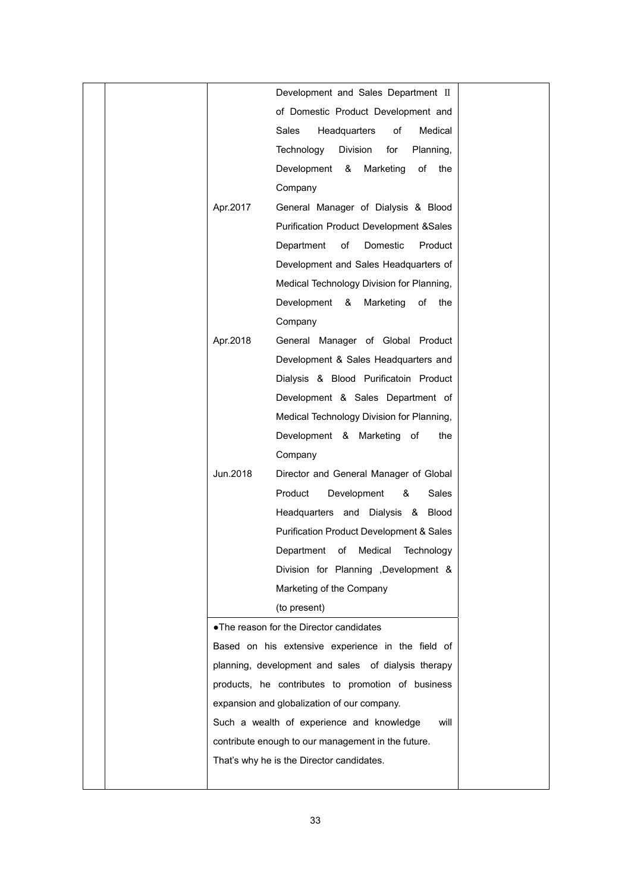| | | | |
|---|---|---|---|
| | | Development and Sales Department II of Domestic Product Development and Sales Headquarters of Medical Technology Division for Planning, Development & Marketing of the Company<br><br>Apr.2017 General Manager of Dialysis & Blood Purification Product Development &Sales Department of Domestic Product Development and Sales Headquarters of Medical Technology Division for Planning, Development & Marketing of the Company<br><br>Apr.2018 General Manager of Global Product Development & Sales Headquarters and Dialysis & Blood Purificatoin Product Development & Sales Department of Medical Technology Division for Planning, Development & Marketing of the Company<br><br>Jun.2018 Director and General Manager of Global Product Development & Sales Headquarters and Dialysis & Blood Purification Product Development & Sales Department of Medical Technology Division for Planning ,Development & Marketing of the Company (to present)<br><br>●The reason for the Director candidates<br>Based on his extensive experience in the field of planning, development and sales of dialysis therapy products, he contributes to promotion of business expansion and globalization of our company.<br>Such a wealth of experience and knowledge will contribute enough to our management in the future.<br>That's why he is the Director candidates. | |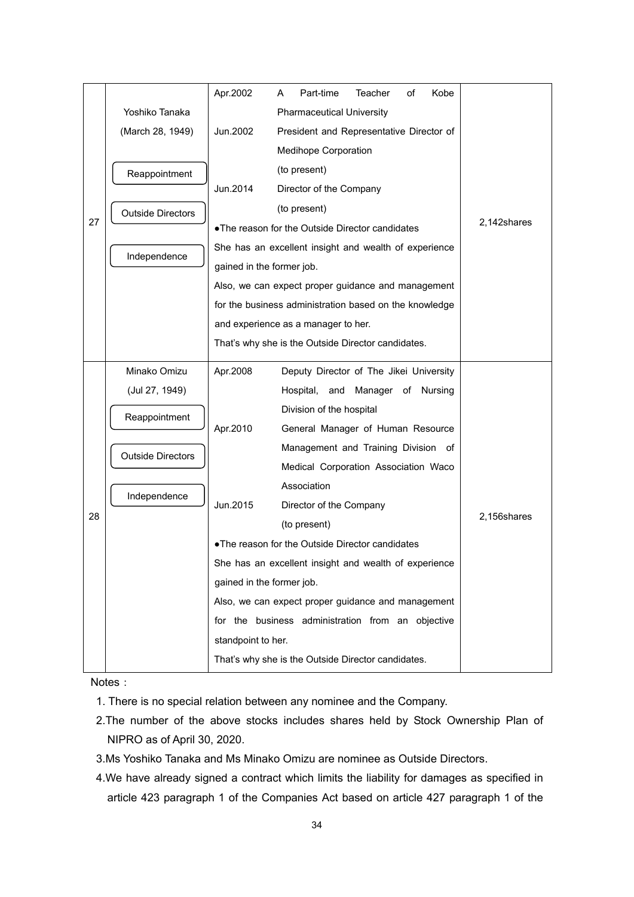| | | | |
|---|---|---|---|
| 27 | Yoshiko Tanaka<br>(March 28, 1949)<br><br>Reappointment<br><br>Outside Directors<br><br>Independence | Apr.2002 A Part-time Teacher of Kobe Pharmaceutical University<br>Jun.2002 President and Representative Director of Medihope Corporation (to present)<br>Jun.2014 Director of the Company (to present)<br>●The reason for the Outside Director candidates<br>She has an excellent insight and wealth of experience gained in the former job.<br>Also, we can expect proper guidance and management for the business administration based on the knowledge and experience as a manager to her.<br>That's why she is the Outside Director candidates. | 2,142shares |
| 28 | Minako Omizu<br>(Jul 27, 1949)<br><br>Reappointment<br><br>Outside Directors<br><br>Independence | Apr.2008 Deputy Director of The Jikei University Hospital, and Manager of Nursing Division of the hospital<br>Apr.2010 General Manager of Human Resource Management and Training Division of Medical Corporation Association Waco Association<br>Jun.2015 Director of the Company (to present)<br>●The reason for the Outside Director candidates<br>She has an excellent insight and wealth of experience gained in the former job.<br>Also, we can expect proper guidance and management for the business administration from an objective standpoint to her.<br>That's why she is the Outside Director candidates. | 2,156shares |

Notes：

1. There is no special relation between any nominee and the Company.
2. The number of the above stocks includes shares held by Stock Ownership Plan of NIPRO as of April 30, 2020.
3. Ms Yoshiko Tanaka and Ms Minako Omizu are nominee as Outside Directors.
4. We have already signed a contract which limits the liability for damages as specified in article 423 paragraph 1 of the Companies Act based on article 427 paragraph 1 of the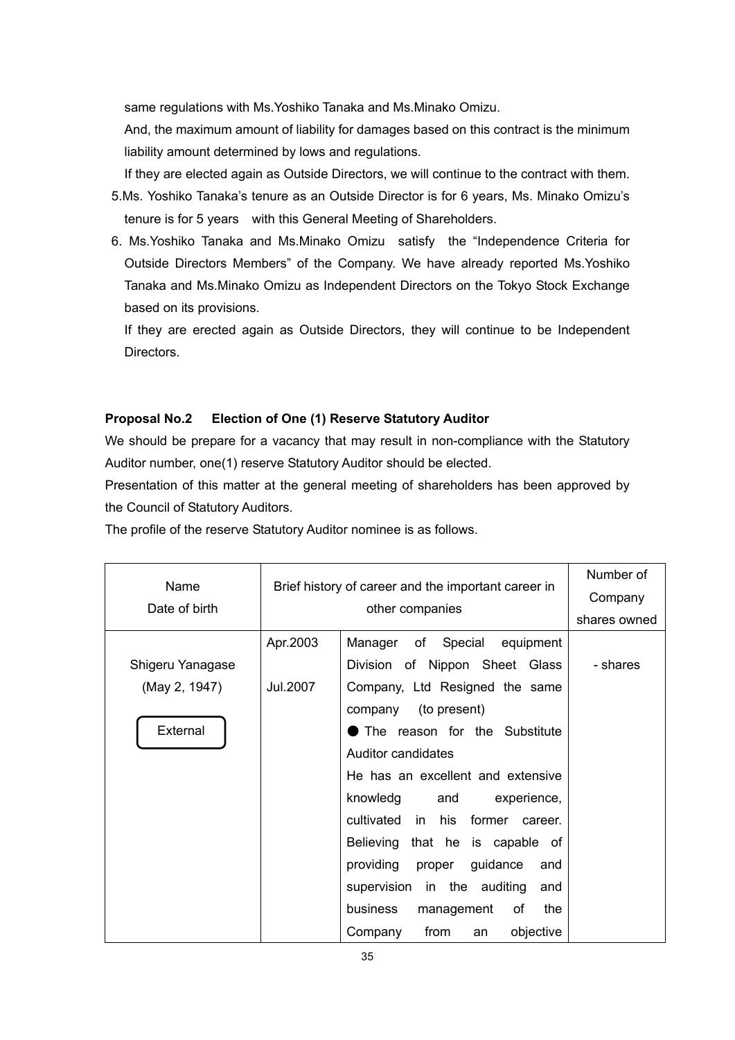same regulations with Ms.Yoshiko Tanaka and Ms.Minako Omizu.

And, the maximum amount of liability for damages based on this contract is the minimum liability amount determined by lows and regulations.

If they are elected again as Outside Directors, we will continue to the contract with them.

5. Ms. Yoshiko Tanaka's tenure as an Outside Director is for 6 years, Ms. Minako Omizu's tenure is for 5 years with this General Meeting of Shareholders.

6. Ms.Yoshiko Tanaka and Ms.Minako Omizu satisfy the "Independence Criteria for Outside Directors Members" of the Company. We have already reported Ms.Yoshiko Tanaka and Ms.Minako Omizu as Independent Directors on the Tokyo Stock Exchange based on its provisions.

   If they are erected again as Outside Directors, they will continue to be Independent Directors.

**Proposal No.2 Election of One (1) Reserve Statutory Auditor**

We should be prepare for a vacancy that may result in non-compliance with the Statutory Auditor number, one(1) reserve Statutory Auditor should be elected.

Presentation of this matter at the general meeting of shareholders has been approved by the Council of Statutory Auditors.

The profile of the reserve Statutory Auditor nominee is as follows.

| Name<br>Date of birth | Brief history of career and the important career in other companies | | Number of Company shares owned |
|---|---|---|---|
| Shigeru Yanagase<br>(May 2, 1947)<br>External | Apr.2003<br><br>Jul.2007 | Manager of Special equipment Division of Nippon Sheet Glass Company, Ltd Resigned the same company (to present)<br>● The reason for the Substitute Auditor candidates<br>He has an excellent and extensive knowledg and experience, cultivated in his former career. Believing that he is capable of providing proper guidance and supervision in the auditing and business management of the Company from an objective | - shares |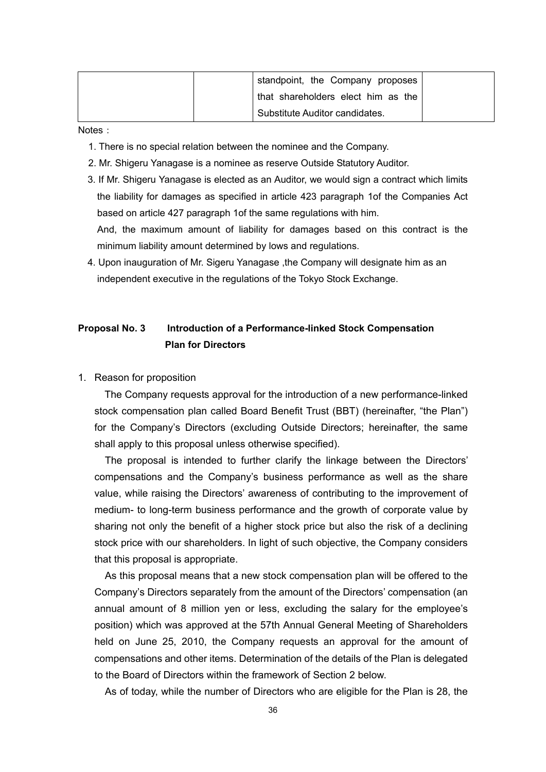| | | standpoint, the Company proposes that shareholders elect him as the Substitute Auditor candidates. | |
|---|---|---|---|

Notes：

1. There is no special relation between the nominee and the Company.
2. Mr. Shigeru Yanagase is a nominee as reserve Outside Statutory Auditor.
3. If Mr. Shigeru Yanagase is elected as an Auditor, we would sign a contract which limits the liability for damages as specified in article 423 paragraph 1of the Companies Act based on article 427 paragraph 1of the same regulations with him.

   And, the maximum amount of liability for damages based on this contract is the minimum liability amount determined by lows and regulations.
4. Upon inauguration of Mr. Sigeru Yanagase ,the Company will designate him as an independent executive in the regulations of the Tokyo Stock Exchange.

**Proposal No. 3　Introduction of a Performance-linked Stock Compensation Plan for Directors**

1. Reason for proposition

The Company requests approval for the introduction of a new performance-linked stock compensation plan called Board Benefit Trust (BBT) (hereinafter, "the Plan") for the Company's Directors (excluding Outside Directors; hereinafter, the same shall apply to this proposal unless otherwise specified).

The proposal is intended to further clarify the linkage between the Directors' compensations and the Company's business performance as well as the share value, while raising the Directors' awareness of contributing to the improvement of medium- to long-term business performance and the growth of corporate value by sharing not only the benefit of a higher stock price but also the risk of a declining stock price with our shareholders. In light of such objective, the Company considers that this proposal is appropriate.

As this proposal means that a new stock compensation plan will be offered to the Company's Directors separately from the amount of the Directors' compensation (an annual amount of 8 million yen or less, excluding the salary for the employee's position) which was approved at the 57th Annual General Meeting of Shareholders held on June 25, 2010, the Company requests an approval for the amount of compensations and other items. Determination of the details of the Plan is delegated to the Board of Directors within the framework of Section 2 below.

As of today, while the number of Directors who are eligible for the Plan is 28, the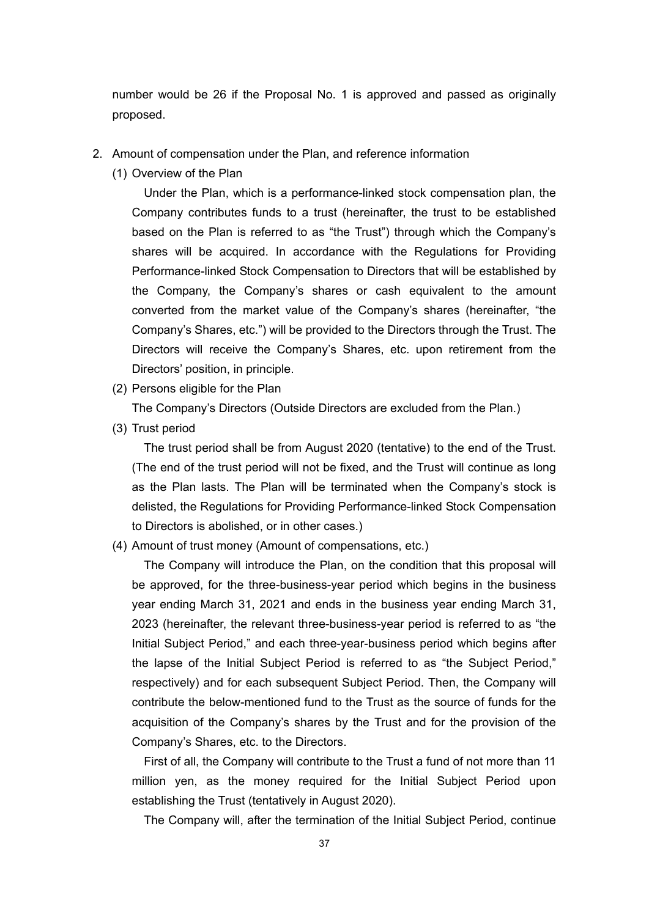number would be 26 if the Proposal No. 1 is approved and passed as originally proposed.

2. Amount of compensation under the Plan, and reference information

   (1) Overview of the Plan

   Under the Plan, which is a performance-linked stock compensation plan, the Company contributes funds to a trust (hereinafter, the trust to be established based on the Plan is referred to as "the Trust") through which the Company's shares will be acquired. In accordance with the Regulations for Providing Performance-linked Stock Compensation to Directors that will be established by the Company, the Company's shares or cash equivalent to the amount converted from the market value of the Company's shares (hereinafter, "the Company's Shares, etc.") will be provided to the Directors through the Trust. The Directors will receive the Company's Shares, etc. upon retirement from the Directors' position, in principle.

   (2) Persons eligible for the Plan

   The Company's Directors (Outside Directors are excluded from the Plan.)

   (3) Trust period

   The trust period shall be from August 2020 (tentative) to the end of the Trust. (The end of the trust period will not be fixed, and the Trust will continue as long as the Plan lasts. The Plan will be terminated when the Company's stock is delisted, the Regulations for Providing Performance-linked Stock Compensation to Directors is abolished, or in other cases.)

   (4) Amount of trust money (Amount of compensations, etc.)

   The Company will introduce the Plan, on the condition that this proposal will be approved, for the three-business-year period which begins in the business year ending March 31, 2021 and ends in the business year ending March 31, 2023 (hereinafter, the relevant three-business-year period is referred to as "the Initial Subject Period," and each three-year-business period which begins after the lapse of the Initial Subject Period is referred to as "the Subject Period," respectively) and for each subsequent Subject Period. Then, the Company will contribute the below-mentioned fund to the Trust as the source of funds for the acquisition of the Company's shares by the Trust and for the provision of the Company's Shares, etc. to the Directors.

   First of all, the Company will contribute to the Trust a fund of not more than 11 million yen, as the money required for the Initial Subject Period upon establishing the Trust (tentatively in August 2020).

   The Company will, after the termination of the Initial Subject Period, continue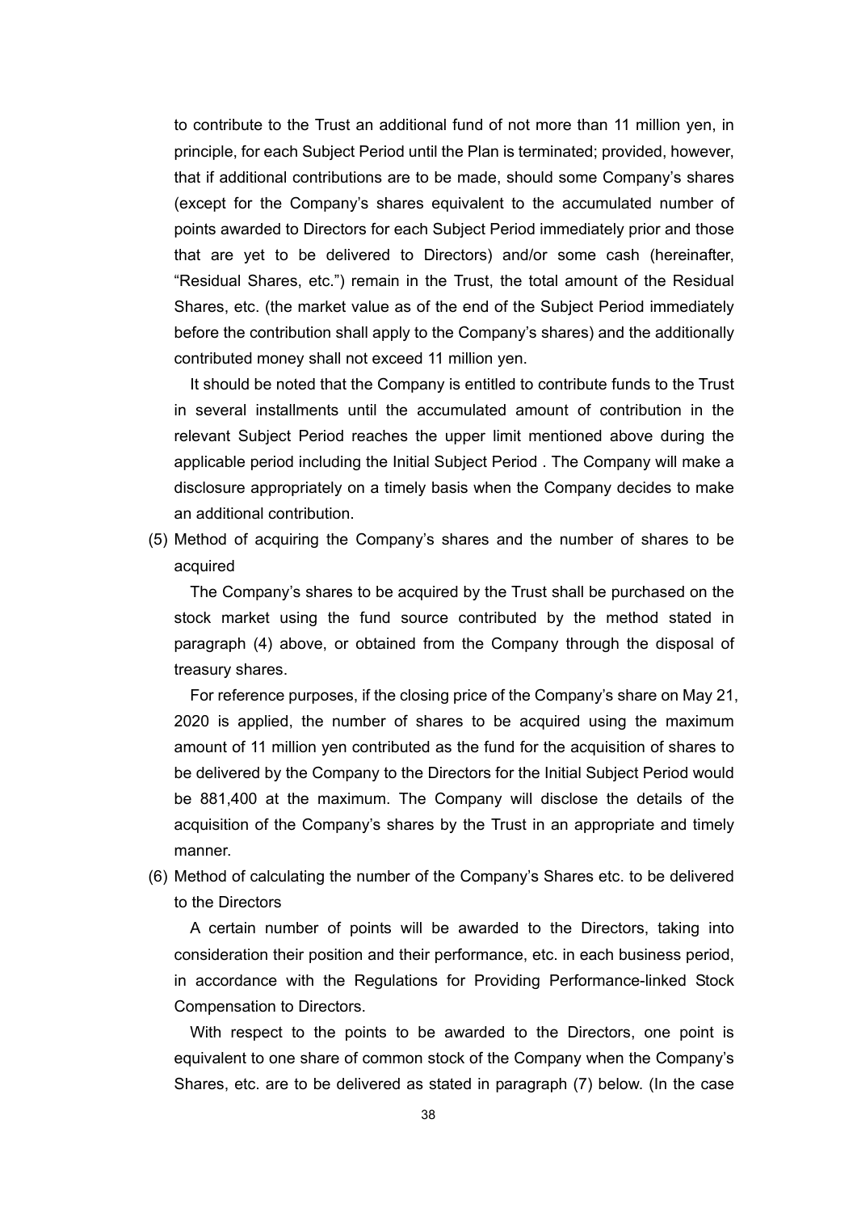to contribute to the Trust an additional fund of not more than 11 million yen, in principle, for each Subject Period until the Plan is terminated; provided, however, that if additional contributions are to be made, should some Company's shares (except for the Company's shares equivalent to the accumulated number of points awarded to Directors for each Subject Period immediately prior and those that are yet to be delivered to Directors) and/or some cash (hereinafter, "Residual Shares, etc.") remain in the Trust, the total amount of the Residual Shares, etc. (the market value as of the end of the Subject Period immediately before the contribution shall apply to the Company's shares) and the additionally contributed money shall not exceed 11 million yen.

It should be noted that the Company is entitled to contribute funds to the Trust in several installments until the accumulated amount of contribution in the relevant Subject Period reaches the upper limit mentioned above during the applicable period including the Initial Subject Period . The Company will make a disclosure appropriately on a timely basis when the Company decides to make an additional contribution.

(5) Method of acquiring the Company's shares and the number of shares to be acquired

The Company's shares to be acquired by the Trust shall be purchased on the stock market using the fund source contributed by the method stated in paragraph (4) above, or obtained from the Company through the disposal of treasury shares.

For reference purposes, if the closing price of the Company's share on May 21, 2020 is applied, the number of shares to be acquired using the maximum amount of 11 million yen contributed as the fund for the acquisition of shares to be delivered by the Company to the Directors for the Initial Subject Period would be 881,400 at the maximum. The Company will disclose the details of the acquisition of the Company's shares by the Trust in an appropriate and timely manner.

(6) Method of calculating the number of the Company's Shares etc. to be delivered to the Directors

A certain number of points will be awarded to the Directors, taking into consideration their position and their performance, etc. in each business period, in accordance with the Regulations for Providing Performance-linked Stock Compensation to Directors.

With respect to the points to be awarded to the Directors, one point is equivalent to one share of common stock of the Company when the Company's Shares, etc. are to be delivered as stated in paragraph (7) below. (In the case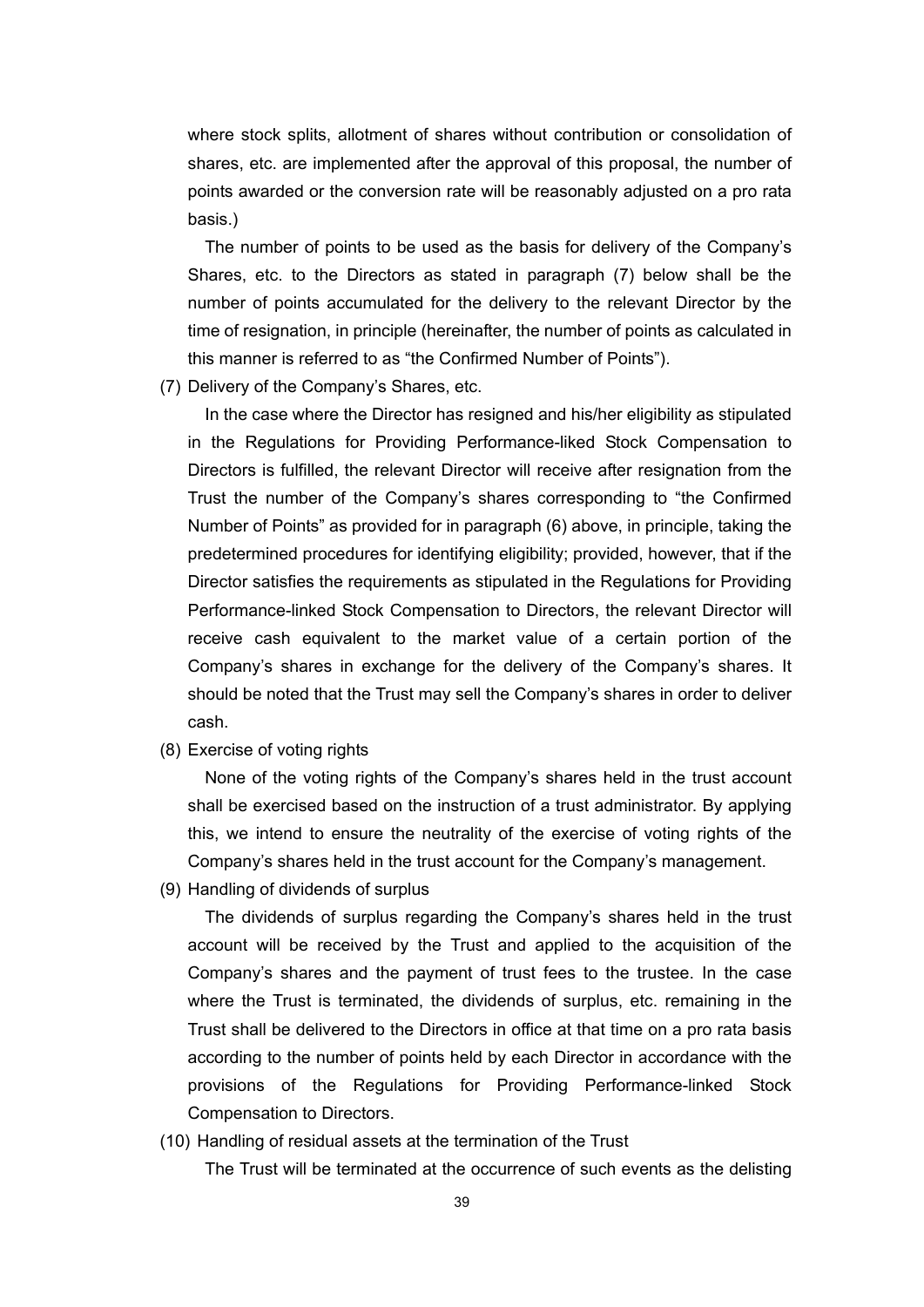where stock splits, allotment of shares without contribution or consolidation of shares, etc. are implemented after the approval of this proposal, the number of points awarded or the conversion rate will be reasonably adjusted on a pro rata basis.)

The number of points to be used as the basis for delivery of the Company's Shares, etc. to the Directors as stated in paragraph (7) below shall be the number of points accumulated for the delivery to the relevant Director by the time of resignation, in principle (hereinafter, the number of points as calculated in this manner is referred to as "the Confirmed Number of Points").

(7) Delivery of the Company's Shares, etc.

In the case where the Director has resigned and his/her eligibility as stipulated in the Regulations for Providing Performance-liked Stock Compensation to Directors is fulfilled, the relevant Director will receive after resignation from the Trust the number of the Company's shares corresponding to "the Confirmed Number of Points" as provided for in paragraph (6) above, in principle, taking the predetermined procedures for identifying eligibility; provided, however, that if the Director satisfies the requirements as stipulated in the Regulations for Providing Performance-linked Stock Compensation to Directors, the relevant Director will receive cash equivalent to the market value of a certain portion of the Company's shares in exchange for the delivery of the Company's shares. It should be noted that the Trust may sell the Company's shares in order to deliver cash.

(8) Exercise of voting rights

None of the voting rights of the Company's shares held in the trust account shall be exercised based on the instruction of a trust administrator. By applying this, we intend to ensure the neutrality of the exercise of voting rights of the Company's shares held in the trust account for the Company's management.

(9) Handling of dividends of surplus

The dividends of surplus regarding the Company's shares held in the trust account will be received by the Trust and applied to the acquisition of the Company's shares and the payment of trust fees to the trustee. In the case where the Trust is terminated, the dividends of surplus, etc. remaining in the Trust shall be delivered to the Directors in office at that time on a pro rata basis according to the number of points held by each Director in accordance with the provisions of the Regulations for Providing Performance-linked Stock Compensation to Directors.

(10) Handling of residual assets at the termination of the Trust

The Trust will be terminated at the occurrence of such events as the delisting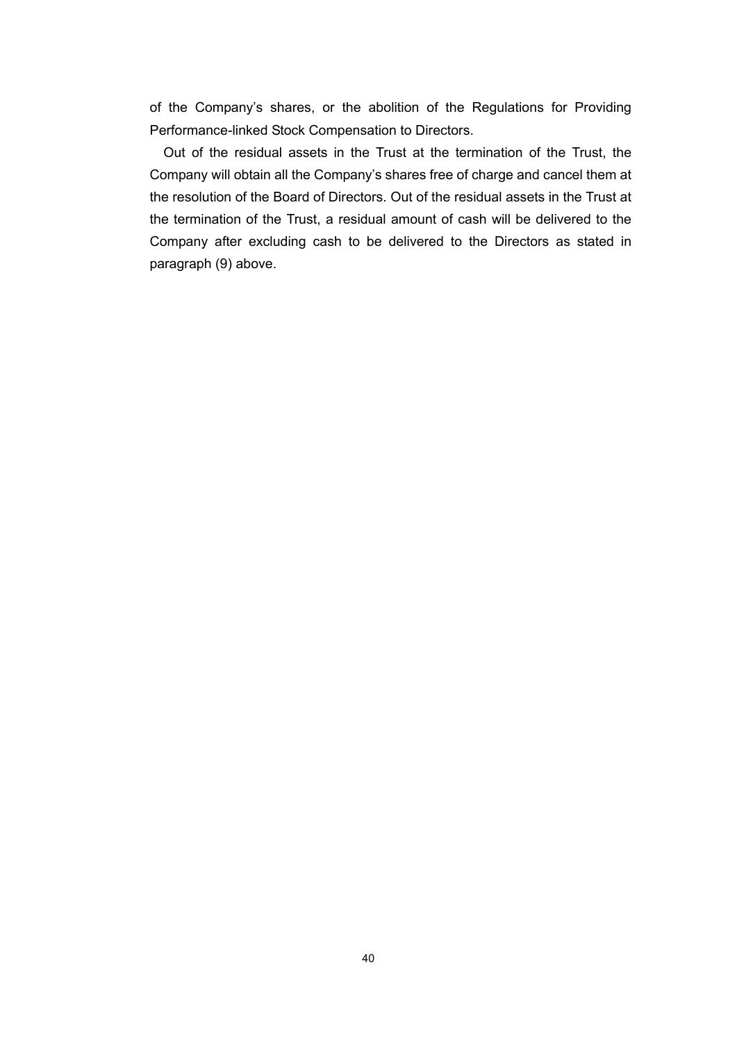of the Company's shares, or the abolition of the Regulations for Providing Performance-linked Stock Compensation to Directors.

Out of the residual assets in the Trust at the termination of the Trust, the Company will obtain all the Company's shares free of charge and cancel them at the resolution of the Board of Directors. Out of the residual assets in the Trust at the termination of the Trust, a residual amount of cash will be delivered to the Company after excluding cash to be delivered to the Directors as stated in paragraph (9) above.